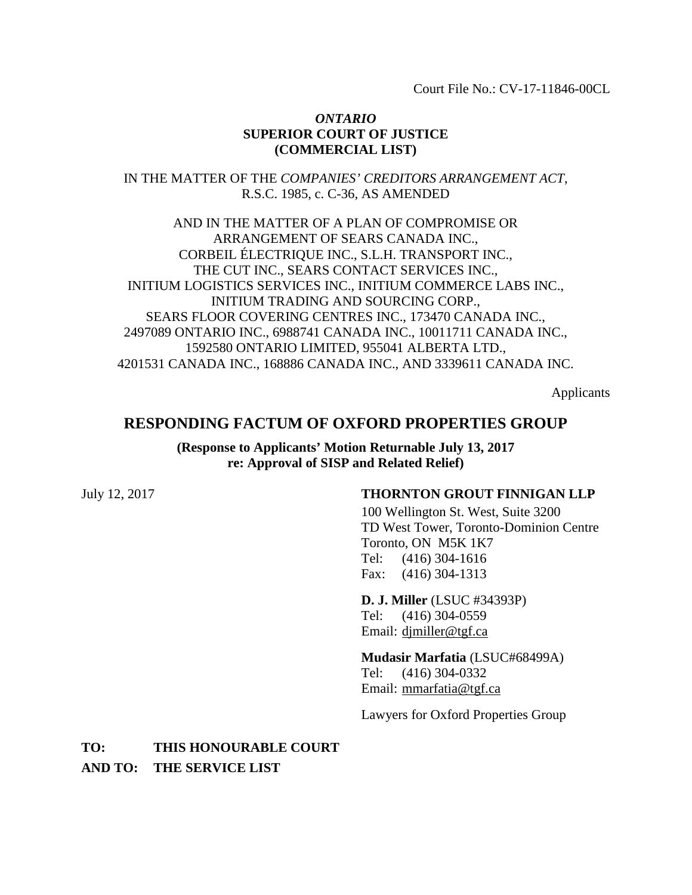Court File No.: CV-17-11846-00CL

***ONTARIO***
**SUPERIOR COURT OF JUSTICE**
**(COMMERCIAL LIST)**

IN THE MATTER OF THE *COMPANIES' CREDITORS ARRANGEMENT ACT*, R.S.C. 1985, c. C-36, AS AMENDED

AND IN THE MATTER OF A PLAN OF COMPROMISE OR ARRANGEMENT OF SEARS CANADA INC., CORBEIL ÉLECTRIQUE INC., S.L.H. TRANSPORT INC., THE CUT INC., SEARS CONTACT SERVICES INC., INITIUM LOGISTICS SERVICES INC., INITIUM COMMERCE LABS INC., INITIUM TRADING AND SOURCING CORP., SEARS FLOOR COVERING CENTRES INC., 173470 CANADA INC., 2497089 ONTARIO INC., 6988741 CANADA INC., 10011711 CANADA INC., 1592580 ONTARIO LIMITED, 955041 ALBERTA LTD., 4201531 CANADA INC., 168886 CANADA INC., AND 3339611 CANADA INC.

Applicants

# RESPONDING FACTUM OF OXFORD PROPERTIES GROUP

**(Response to Applicants' Motion Returnable July 13, 2017 re: Approval of SISP and Related Relief)**

July 12, 2017

**THORNTON GROUT FINNIGAN LLP**
100 Wellington St. West, Suite 3200
TD West Tower, Toronto-Dominion Centre
Toronto, ON M5K 1K7
Tel: (416) 304-1616
Fax: (416) 304-1313

**D. J. Miller** (LSUC #34393P)
Tel: (416) 304-0559
Email: djmiller@tgf.ca

**Mudasir Marfatia** (LSUC#68499A)
Tel: (416) 304-0332
Email: mmarfatia@tgf.ca

Lawyers for Oxford Properties Group

**TO: THIS HONOURABLE COURT**

**AND TO: THE SERVICE LIST**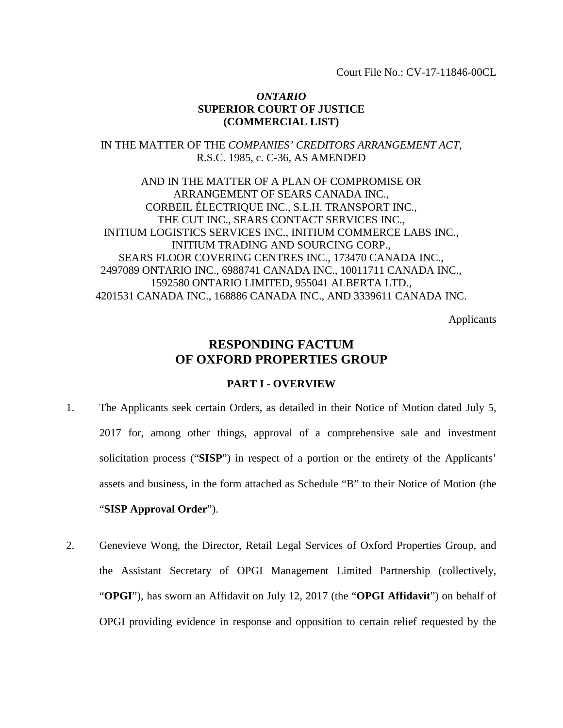Court File No.: CV-17-11846-00CL

***ONTARIO***
**SUPERIOR COURT OF JUSTICE**
**(COMMERCIAL LIST)**

IN THE MATTER OF THE *COMPANIES' CREDITORS ARRANGEMENT ACT*, R.S.C. 1985, c. C-36, AS AMENDED

AND IN THE MATTER OF A PLAN OF COMPROMISE OR ARRANGEMENT OF SEARS CANADA INC., CORBEIL ÉLECTRIQUE INC., S.L.H. TRANSPORT INC., THE CUT INC., SEARS CONTACT SERVICES INC., INITIUM LOGISTICS SERVICES INC., INITIUM COMMERCE LABS INC., INITIUM TRADING AND SOURCING CORP., SEARS FLOOR COVERING CENTRES INC., 173470 CANADA INC., 2497089 ONTARIO INC., 6988741 CANADA INC., 10011711 CANADA INC., 1592580 ONTARIO LIMITED, 955041 ALBERTA LTD., 4201531 CANADA INC., 168886 CANADA INC., AND 3339611 CANADA INC.

Applicants

# RESPONDING FACTUM OF OXFORD PROPERTIES GROUP

## PART I - OVERVIEW

1. The Applicants seek certain Orders, as detailed in their Notice of Motion dated July 5, 2017 for, among other things, approval of a comprehensive sale and investment solicitation process ("**SISP**") in respect of a portion or the entirety of the Applicants' assets and business, in the form attached as Schedule "B" to their Notice of Motion (the "**SISP Approval Order**").

2. Genevieve Wong, the Director, Retail Legal Services of Oxford Properties Group, and the Assistant Secretary of OPGI Management Limited Partnership (collectively, "**OPGI**"), has sworn an Affidavit on July 12, 2017 (the "**OPGI Affidavit**") on behalf of OPGI providing evidence in response and opposition to certain relief requested by the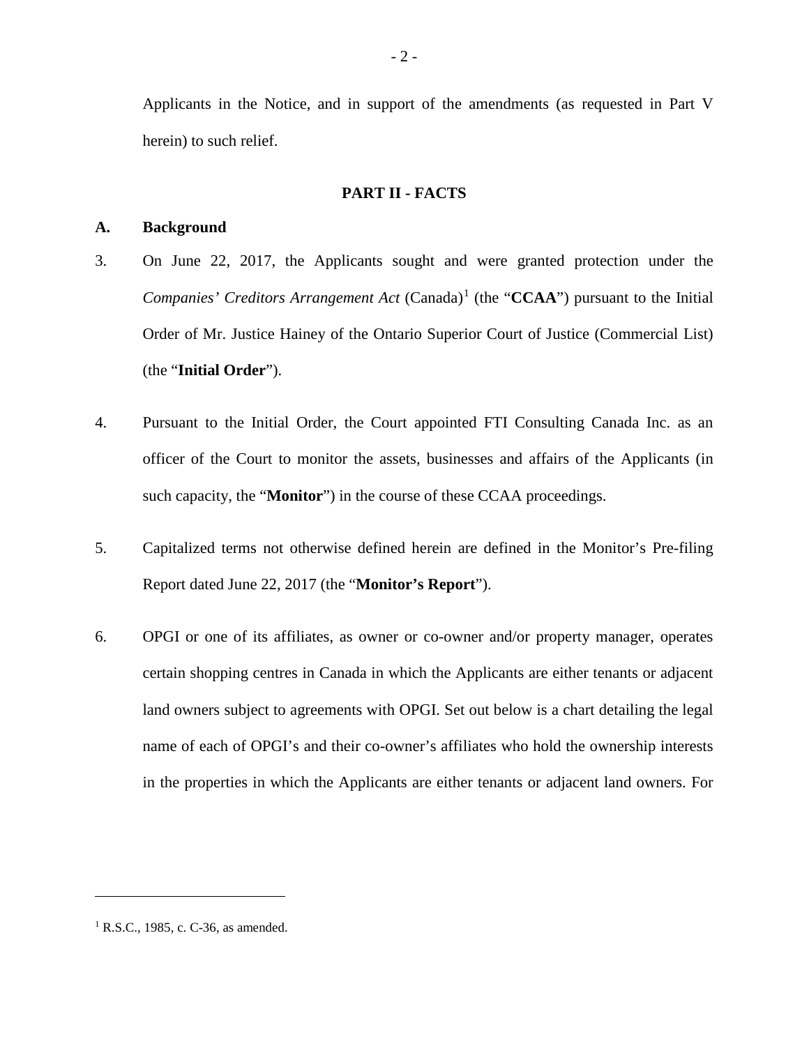Applicants in the Notice, and in support of the amendments (as requested in Part V herein) to such relief.

## PART II - FACTS

### A. Background

3. On June 22, 2017, the Applicants sought and were granted protection under the *Companies' Creditors Arrangement Act* (Canada)[1] (the "**CCAA**") pursuant to the Initial Order of Mr. Justice Hainey of the Ontario Superior Court of Justice (Commercial List) (the "**Initial Order**").

4. Pursuant to the Initial Order, the Court appointed FTI Consulting Canada Inc. as an officer of the Court to monitor the assets, businesses and affairs of the Applicants (in such capacity, the "**Monitor**") in the course of these CCAA proceedings.

5. Capitalized terms not otherwise defined herein are defined in the Monitor's Pre-filing Report dated June 22, 2017 (the "**Monitor's Report**").

6. OPGI or one of its affiliates, as owner or co-owner and/or property manager, operates certain shopping centres in Canada in which the Applicants are either tenants or adjacent land owners subject to agreements with OPGI. Set out below is a chart detailing the legal name of each of OPGI's and their co-owner's affiliates who hold the ownership interests in the properties in which the Applicants are either tenants or adjacent land owners. For

[1] R.S.C., 1985, c. C-36, as amended.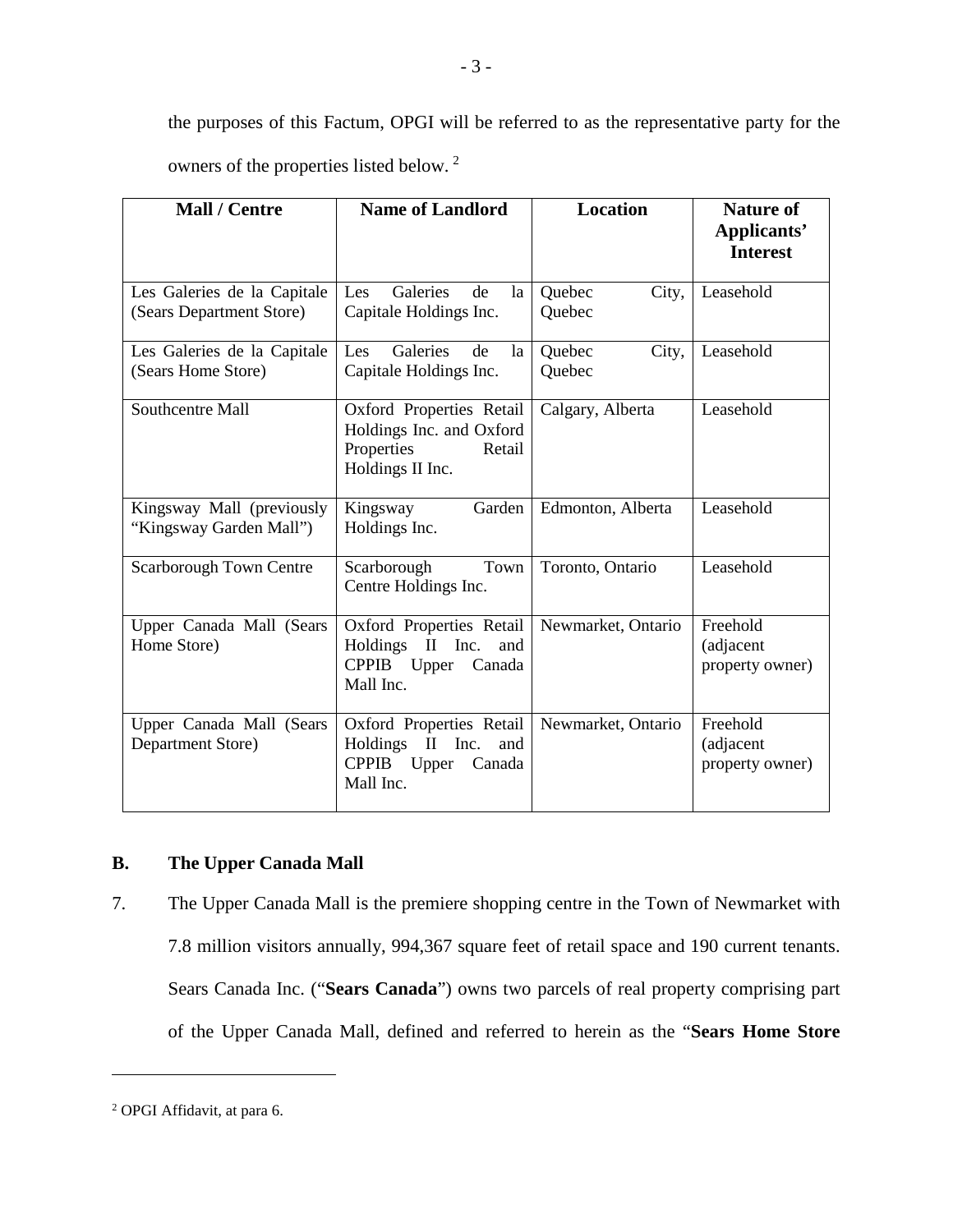the purposes of this Factum, OPGI will be referred to as the representative party for the owners of the properties listed below. [2]

| Mall / Centre | Name of Landlord | Location | Nature of Applicants' Interest |
|---|---|---|---|
| Les Galeries de la Capitale (Sears Department Store) | Les Galeries de la Capitale Holdings Inc. | Quebec City, Quebec | Leasehold |
| Les Galeries de la Capitale (Sears Home Store) | Les Galeries de la Capitale Holdings Inc. | Quebec City, Quebec | Leasehold |
| Southcentre Mall | Oxford Properties Retail Holdings Inc. and Oxford Properties Retail Holdings II Inc. | Calgary, Alberta | Leasehold |
| Kingsway Mall (previously "Kingsway Garden Mall") | Kingsway Garden Holdings Inc. | Edmonton, Alberta | Leasehold |
| Scarborough Town Centre | Scarborough Town Centre Holdings Inc. | Toronto, Ontario | Leasehold |
| Upper Canada Mall (Sears Home Store) | Oxford Properties Retail Holdings II Inc. and CPPIB Upper Canada Mall Inc. | Newmarket, Ontario | Freehold (adjacent property owner) |
| Upper Canada Mall (Sears Department Store) | Oxford Properties Retail Holdings II Inc. and CPPIB Upper Canada Mall Inc. | Newmarket, Ontario | Freehold (adjacent property owner) |

## B. The Upper Canada Mall

7. The Upper Canada Mall is the premiere shopping centre in the Town of Newmarket with 7.8 million visitors annually, 994,367 square feet of retail space and 190 current tenants. Sears Canada Inc. ("**Sears Canada**") owns two parcels of real property comprising part of the Upper Canada Mall, defined and referred to herein as the "**Sears Home Store**

[2] OPGI Affidavit, at para 6.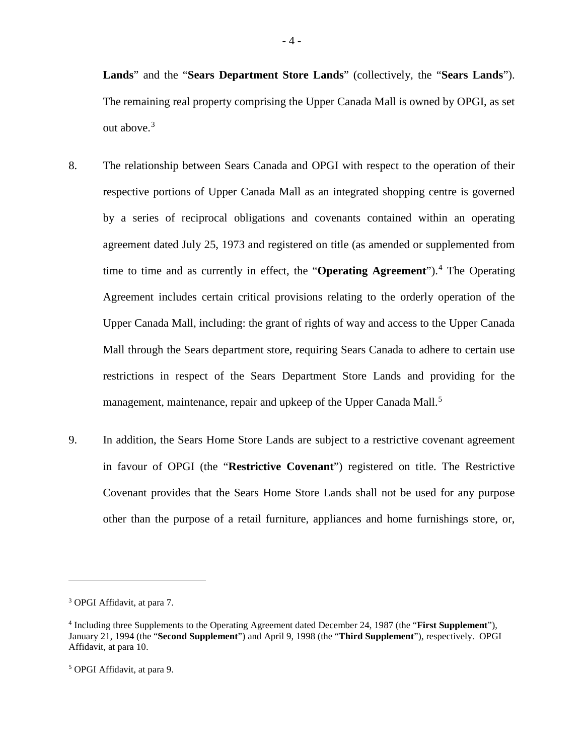**Lands**" and the "**Sears Department Store Lands**" (collectively, the "**Sears Lands**"). The remaining real property comprising the Upper Canada Mall is owned by OPGI, as set out above.[3]

8. The relationship between Sears Canada and OPGI with respect to the operation of their respective portions of Upper Canada Mall as an integrated shopping centre is governed by a series of reciprocal obligations and covenants contained within an operating agreement dated July 25, 1973 and registered on title (as amended or supplemented from time to time and as currently in effect, the "**Operating Agreement**").[4] The Operating Agreement includes certain critical provisions relating to the orderly operation of the Upper Canada Mall, including: the grant of rights of way and access to the Upper Canada Mall through the Sears department store, requiring Sears Canada to adhere to certain use restrictions in respect of the Sears Department Store Lands and providing for the management, maintenance, repair and upkeep of the Upper Canada Mall.[5]

9. In addition, the Sears Home Store Lands are subject to a restrictive covenant agreement in favour of OPGI (the "**Restrictive Covenant**") registered on title. The Restrictive Covenant provides that the Sears Home Store Lands shall not be used for any purpose other than the purpose of a retail furniture, appliances and home furnishings store, or,

---

[3] OPGI Affidavit, at para 7.

[4] Including three Supplements to the Operating Agreement dated December 24, 1987 (the "**First Supplement**"), January 21, 1994 (the "**Second Supplement**") and April 9, 1998 (the "**Third Supplement**"), respectively. OPGI Affidavit, at para 10.

[5] OPGI Affidavit, at para 9.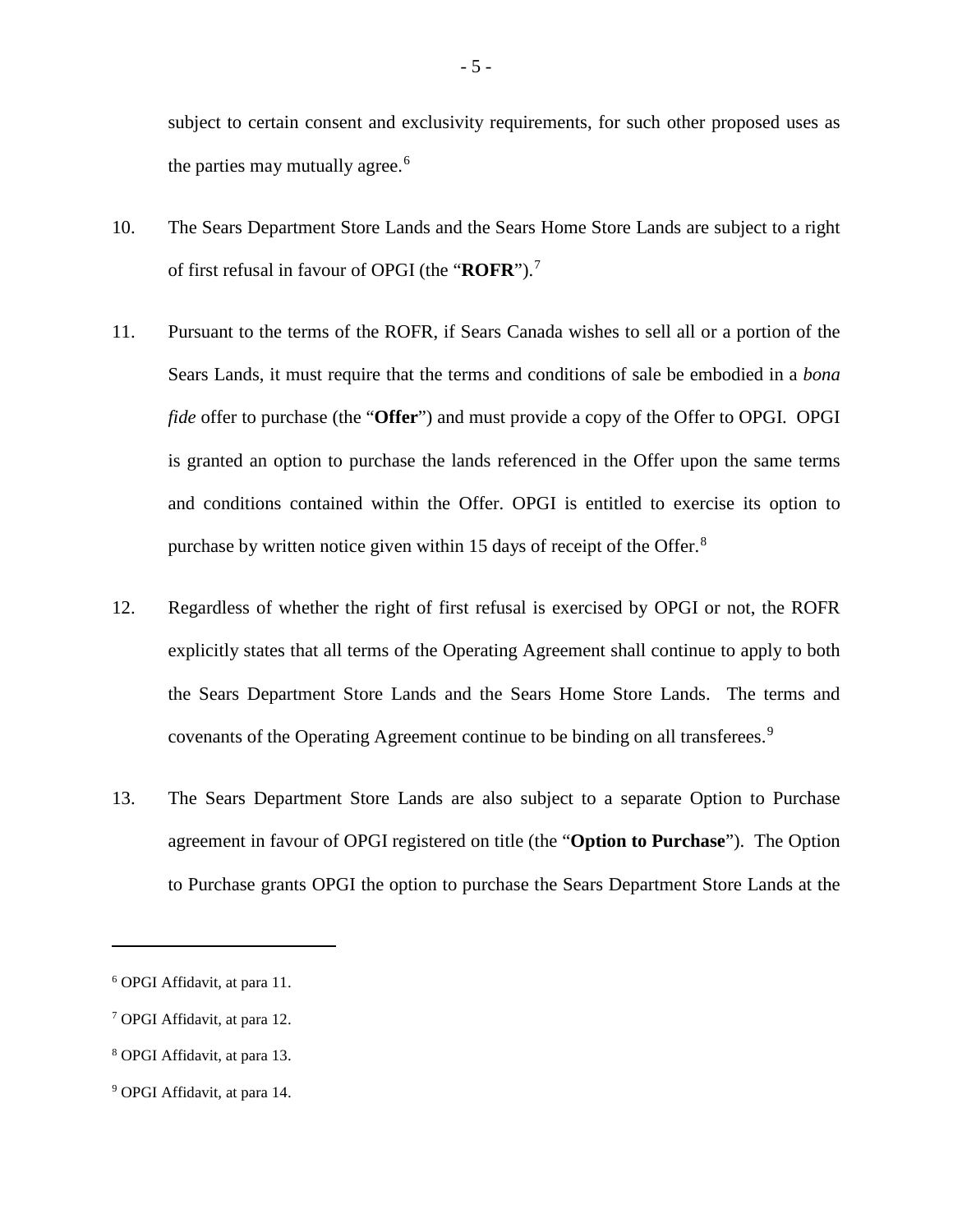subject to certain consent and exclusivity requirements, for such other proposed uses as the parties may mutually agree.[6]

10. The Sears Department Store Lands and the Sears Home Store Lands are subject to a right of first refusal in favour of OPGI (the "**ROFR**").[7]

11. Pursuant to the terms of the ROFR, if Sears Canada wishes to sell all or a portion of the Sears Lands, it must require that the terms and conditions of sale be embodied in a *bona fide* offer to purchase (the "**Offer**") and must provide a copy of the Offer to OPGI. OPGI is granted an option to purchase the lands referenced in the Offer upon the same terms and conditions contained within the Offer. OPGI is entitled to exercise its option to purchase by written notice given within 15 days of receipt of the Offer.[8]

12. Regardless of whether the right of first refusal is exercised by OPGI or not, the ROFR explicitly states that all terms of the Operating Agreement shall continue to apply to both the Sears Department Store Lands and the Sears Home Store Lands. The terms and covenants of the Operating Agreement continue to be binding on all transferees.[9]

13. The Sears Department Store Lands are also subject to a separate Option to Purchase agreement in favour of OPGI registered on title (the "**Option to Purchase**"). The Option to Purchase grants OPGI the option to purchase the Sears Department Store Lands at the

---

[6] OPGI Affidavit, at para 11.

[7] OPGI Affidavit, at para 12.

[8] OPGI Affidavit, at para 13.

[9] OPGI Affidavit, at para 14.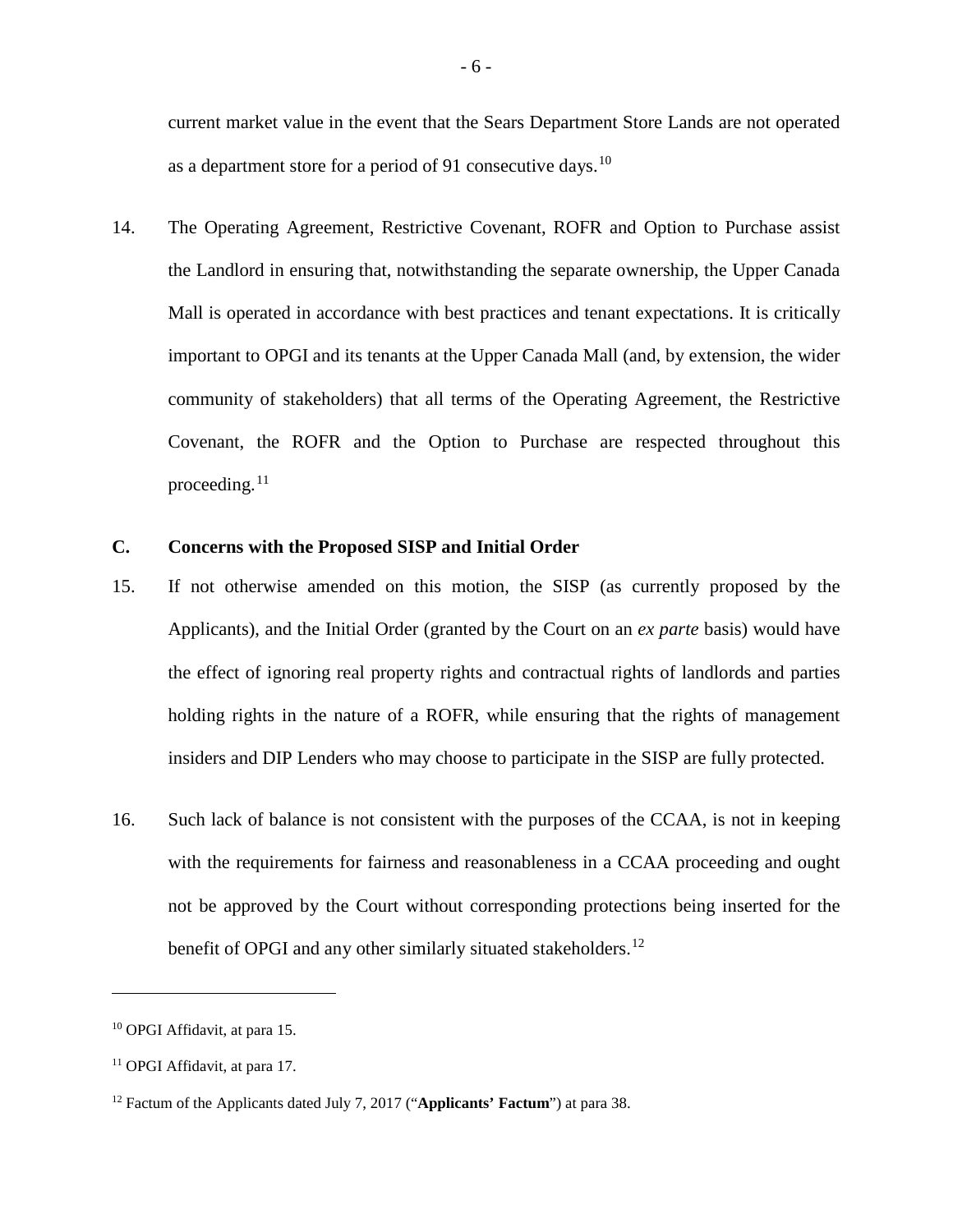current market value in the event that the Sears Department Store Lands are not operated as a department store for a period of 91 consecutive days.[10]

14. The Operating Agreement, Restrictive Covenant, ROFR and Option to Purchase assist the Landlord in ensuring that, notwithstanding the separate ownership, the Upper Canada Mall is operated in accordance with best practices and tenant expectations. It is critically important to OPGI and its tenants at the Upper Canada Mall (and, by extension, the wider community of stakeholders) that all terms of the Operating Agreement, the Restrictive Covenant, the ROFR and the Option to Purchase are respected throughout this proceeding.[11]

## C. Concerns with the Proposed SISP and Initial Order

15. If not otherwise amended on this motion, the SISP (as currently proposed by the Applicants), and the Initial Order (granted by the Court on an *ex parte* basis) would have the effect of ignoring real property rights and contractual rights of landlords and parties holding rights in the nature of a ROFR, while ensuring that the rights of management insiders and DIP Lenders who may choose to participate in the SISP are fully protected.

16. Such lack of balance is not consistent with the purposes of the CCAA, is not in keeping with the requirements for fairness and reasonableness in a CCAA proceeding and ought not be approved by the Court without corresponding protections being inserted for the benefit of OPGI and any other similarly situated stakeholders.[12]

---

[10] OPGI Affidavit, at para 15.

[11] OPGI Affidavit, at para 17.

[12] Factum of the Applicants dated July 7, 2017 ("**Applicants' Factum**") at para 38.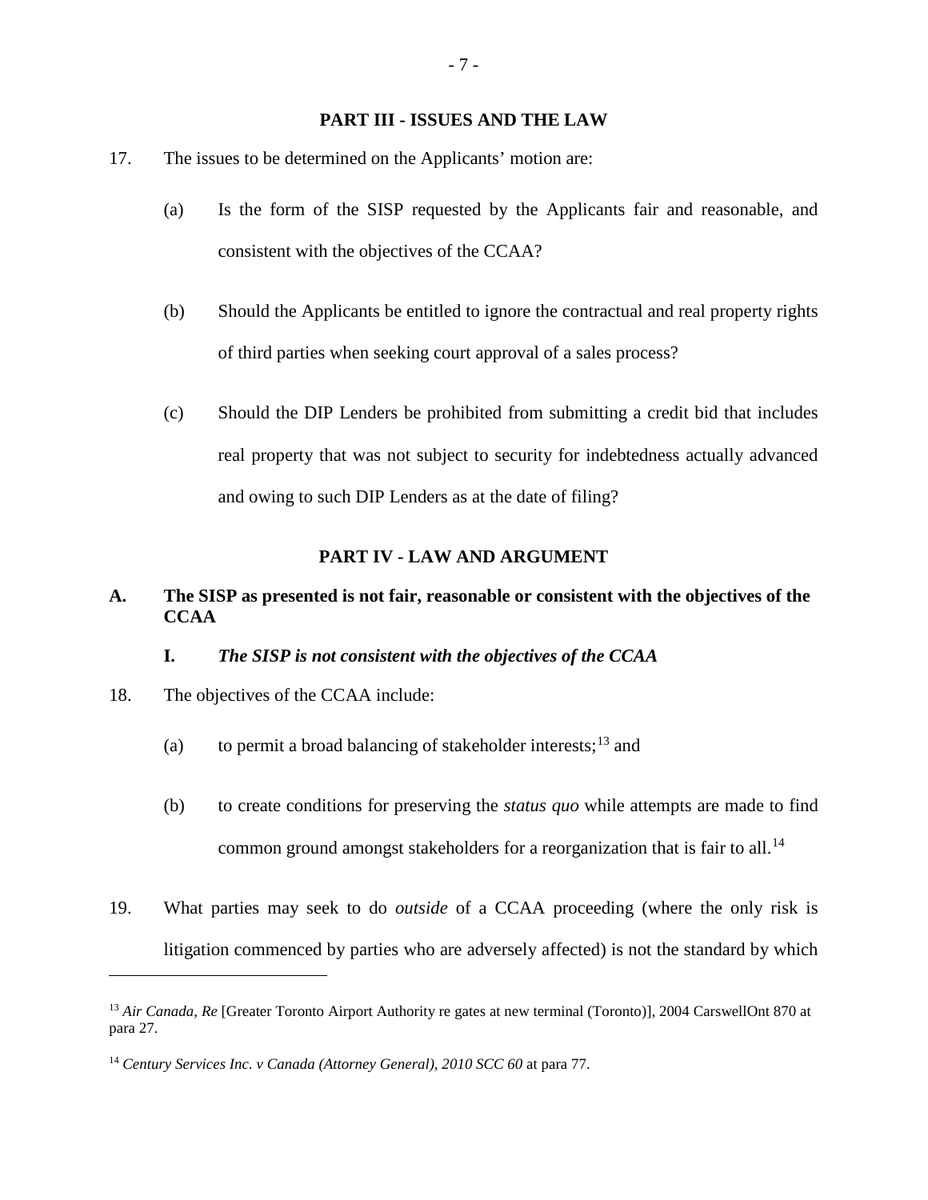## PART III - ISSUES AND THE LAW

17. The issues to be determined on the Applicants' motion are:

    (a) Is the form of the SISP requested by the Applicants fair and reasonable, and consistent with the objectives of the CCAA?

    (b) Should the Applicants be entitled to ignore the contractual and real property rights of third parties when seeking court approval of a sales process?

    (c) Should the DIP Lenders be prohibited from submitting a credit bid that includes real property that was not subject to security for indebtedness actually advanced and owing to such DIP Lenders as at the date of filing?

## PART IV - LAW AND ARGUMENT

### A. The SISP as presented is not fair, reasonable or consistent with the objectives of the CCAA

#### I. *The SISP is not consistent with the objectives of the CCAA*

18. The objectives of the CCAA include:

    (a) to permit a broad balancing of stakeholder interests;[13] and

    (b) to create conditions for preserving the *status quo* while attempts are made to find common ground amongst stakeholders for a reorganization that is fair to all.[14]

19. What parties may seek to do *outside* of a CCAA proceeding (where the only risk is litigation commenced by parties who are adversely affected) is not the standard by which

---

[13] *Air Canada, Re* [Greater Toronto Airport Authority re gates at new terminal (Toronto)], 2004 CarswellOnt 870 at para 27.

[14] *Century Services Inc. v Canada (Attorney General), 2010 SCC 60* at para 77.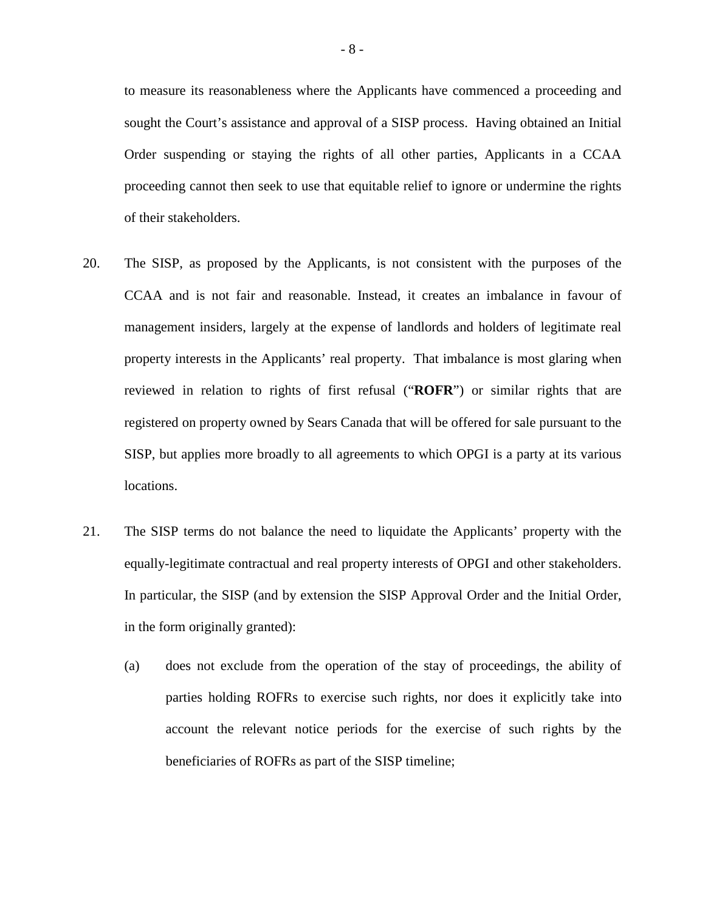to measure its reasonableness where the Applicants have commenced a proceeding and sought the Court's assistance and approval of a SISP process. Having obtained an Initial Order suspending or staying the rights of all other parties, Applicants in a CCAA proceeding cannot then seek to use that equitable relief to ignore or undermine the rights of their stakeholders.

20. The SISP, as proposed by the Applicants, is not consistent with the purposes of the CCAA and is not fair and reasonable. Instead, it creates an imbalance in favour of management insiders, largely at the expense of landlords and holders of legitimate real property interests in the Applicants' real property. That imbalance is most glaring when reviewed in relation to rights of first refusal ("**ROFR**") or similar rights that are registered on property owned by Sears Canada that will be offered for sale pursuant to the SISP, but applies more broadly to all agreements to which OPGI is a party at its various locations.

21. The SISP terms do not balance the need to liquidate the Applicants' property with the equally-legitimate contractual and real property interests of OPGI and other stakeholders. In particular, the SISP (and by extension the SISP Approval Order and the Initial Order, in the form originally granted):

    (a) does not exclude from the operation of the stay of proceedings, the ability of parties holding ROFRs to exercise such rights, nor does it explicitly take into account the relevant notice periods for the exercise of such rights by the beneficiaries of ROFRs as part of the SISP timeline;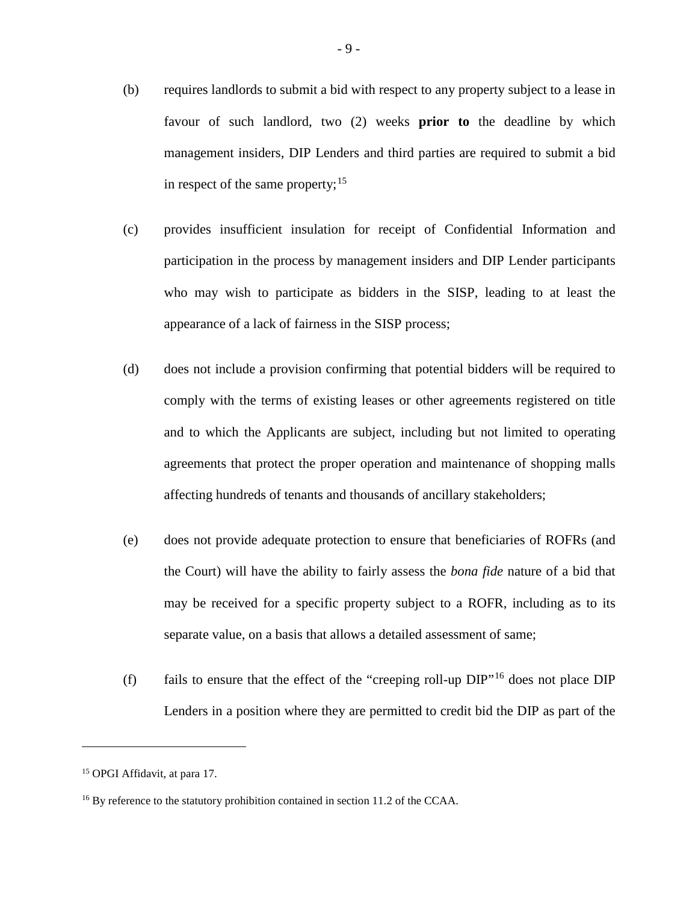(b) requires landlords to submit a bid with respect to any property subject to a lease in favour of such landlord, two (2) weeks **prior to** the deadline by which management insiders, DIP Lenders and third parties are required to submit a bid in respect of the same property;[15]

(c) provides insufficient insulation for receipt of Confidential Information and participation in the process by management insiders and DIP Lender participants who may wish to participate as bidders in the SISP, leading to at least the appearance of a lack of fairness in the SISP process;

(d) does not include a provision confirming that potential bidders will be required to comply with the terms of existing leases or other agreements registered on title and to which the Applicants are subject, including but not limited to operating agreements that protect the proper operation and maintenance of shopping malls affecting hundreds of tenants and thousands of ancillary stakeholders;

(e) does not provide adequate protection to ensure that beneficiaries of ROFRs (and the Court) will have the ability to fairly assess the *bona fide* nature of a bid that may be received for a specific property subject to a ROFR, including as to its separate value, on a basis that allows a detailed assessment of same;

(f) fails to ensure that the effect of the "creeping roll-up DIP"[16] does not place DIP Lenders in a position where they are permitted to credit bid the DIP as part of the

---

[15] OPGI Affidavit, at para 17.

[16] By reference to the statutory prohibition contained in section 11.2 of the CCAA.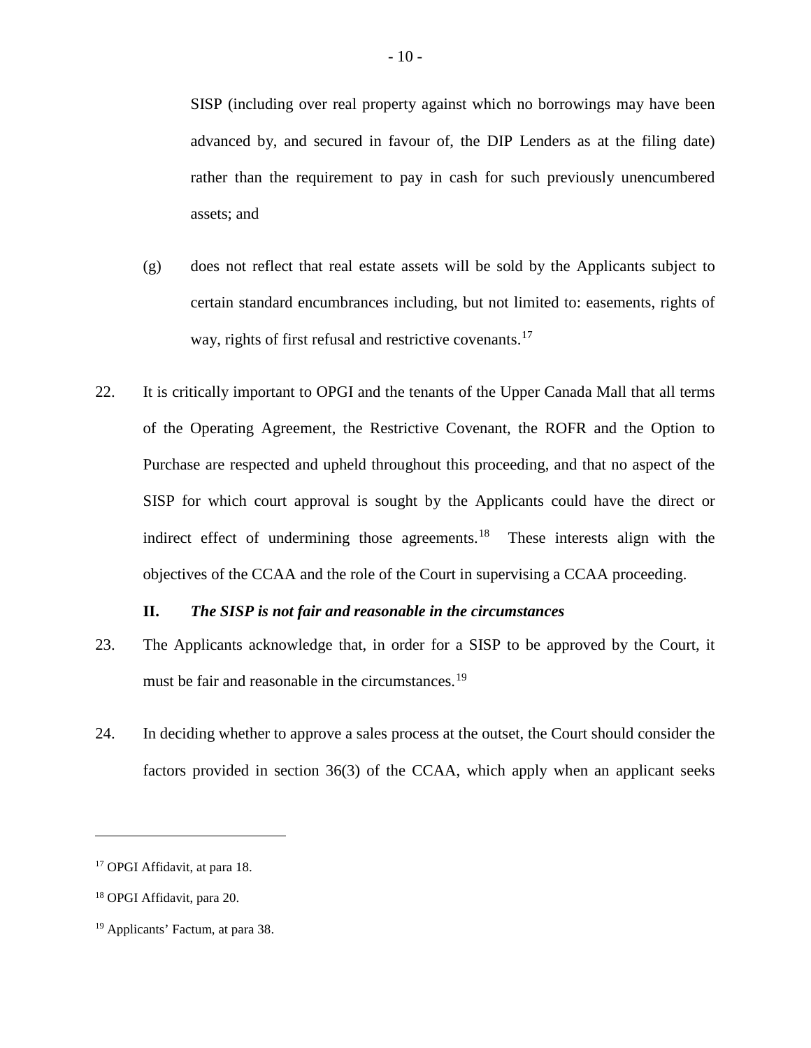SISP (including over real property against which no borrowings may have been advanced by, and secured in favour of, the DIP Lenders as at the filing date) rather than the requirement to pay in cash for such previously unencumbered assets; and

(g) does not reflect that real estate assets will be sold by the Applicants subject to certain standard encumbrances including, but not limited to: easements, rights of way, rights of first refusal and restrictive covenants.[17]

22. It is critically important to OPGI and the tenants of the Upper Canada Mall that all terms of the Operating Agreement, the Restrictive Covenant, the ROFR and the Option to Purchase are respected and upheld throughout this proceeding, and that no aspect of the SISP for which court approval is sought by the Applicants could have the direct or indirect effect of undermining those agreements.[18] These interests align with the objectives of the CCAA and the role of the Court in supervising a CCAA proceeding.

### II. *The SISP is not fair and reasonable in the circumstances*

23. The Applicants acknowledge that, in order for a SISP to be approved by the Court, it must be fair and reasonable in the circumstances.[19]

24. In deciding whether to approve a sales process at the outset, the Court should consider the factors provided in section 36(3) of the CCAA, which apply when an applicant seeks

---

[17] OPGI Affidavit, at para 18.

[18] OPGI Affidavit, para 20.

[19] Applicants' Factum, at para 38.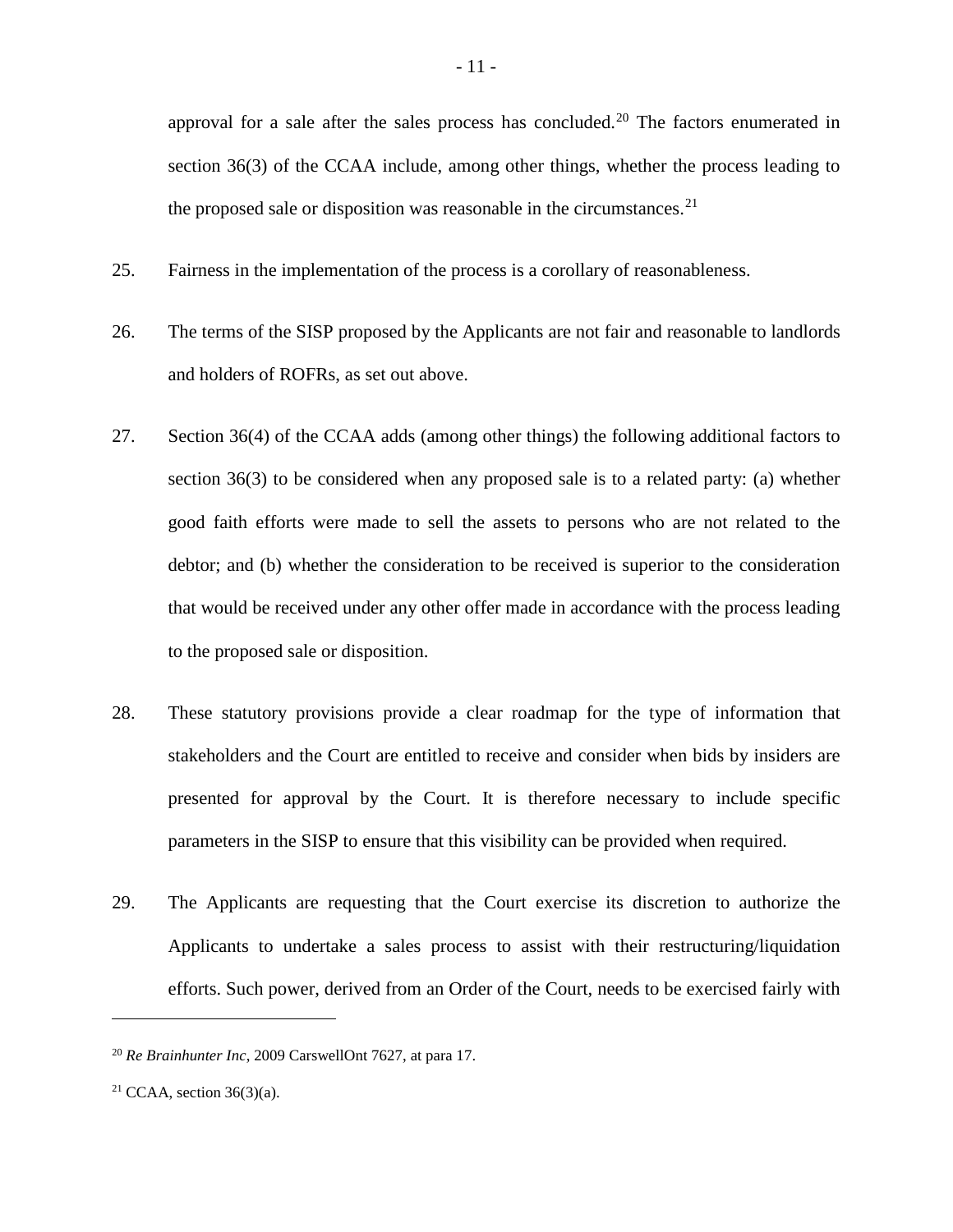approval for a sale after the sales process has concluded.[20] The factors enumerated in section 36(3) of the CCAA include, among other things, whether the process leading to the proposed sale or disposition was reasonable in the circumstances.[21]

25. Fairness in the implementation of the process is a corollary of reasonableness.

26. The terms of the SISP proposed by the Applicants are not fair and reasonable to landlords and holders of ROFRs, as set out above.

27. Section 36(4) of the CCAA adds (among other things) the following additional factors to section 36(3) to be considered when any proposed sale is to a related party: (a) whether good faith efforts were made to sell the assets to persons who are not related to the debtor; and (b) whether the consideration to be received is superior to the consideration that would be received under any other offer made in accordance with the process leading to the proposed sale or disposition.

28. These statutory provisions provide a clear roadmap for the type of information that stakeholders and the Court are entitled to receive and consider when bids by insiders are presented for approval by the Court. It is therefore necessary to include specific parameters in the SISP to ensure that this visibility can be provided when required.

29. The Applicants are requesting that the Court exercise its discretion to authorize the Applicants to undertake a sales process to assist with their restructuring/liquidation efforts. Such power, derived from an Order of the Court, needs to be exercised fairly with

---

[20] *Re Brainhunter Inc,* 2009 CarswellOnt 7627, at para 17.

[21] CCAA, section 36(3)(a).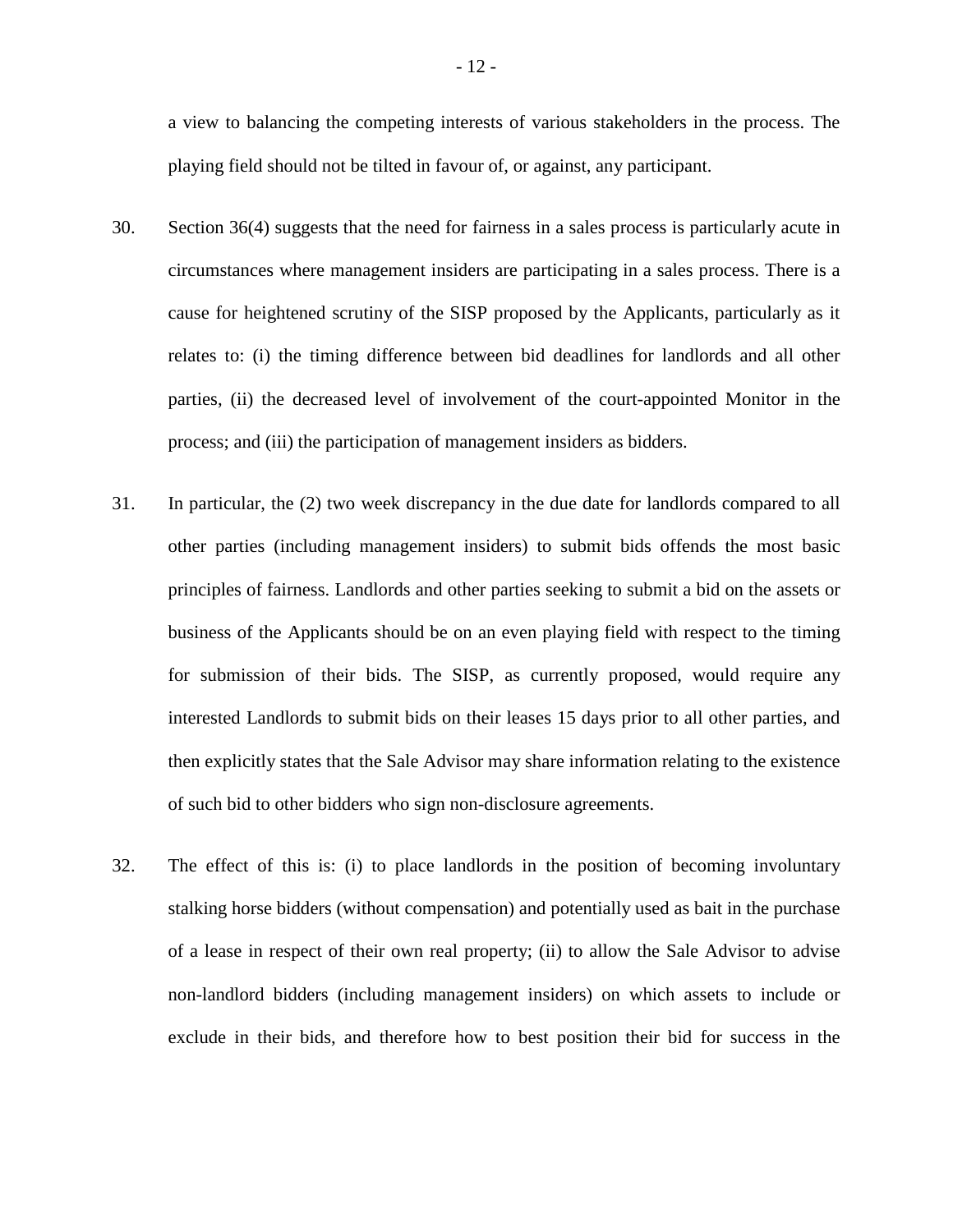a view to balancing the competing interests of various stakeholders in the process. The playing field should not be tilted in favour of, or against, any participant.

30. Section 36(4) suggests that the need for fairness in a sales process is particularly acute in circumstances where management insiders are participating in a sales process. There is a cause for heightened scrutiny of the SISP proposed by the Applicants, particularly as it relates to: (i) the timing difference between bid deadlines for landlords and all other parties, (ii) the decreased level of involvement of the court-appointed Monitor in the process; and (iii) the participation of management insiders as bidders.

31. In particular, the (2) two week discrepancy in the due date for landlords compared to all other parties (including management insiders) to submit bids offends the most basic principles of fairness. Landlords and other parties seeking to submit a bid on the assets or business of the Applicants should be on an even playing field with respect to the timing for submission of their bids. The SISP, as currently proposed, would require any interested Landlords to submit bids on their leases 15 days prior to all other parties, and then explicitly states that the Sale Advisor may share information relating to the existence of such bid to other bidders who sign non-disclosure agreements.

32. The effect of this is: (i) to place landlords in the position of becoming involuntary stalking horse bidders (without compensation) and potentially used as bait in the purchase of a lease in respect of their own real property; (ii) to allow the Sale Advisor to advise non-landlord bidders (including management insiders) on which assets to include or exclude in their bids, and therefore how to best position their bid for success in the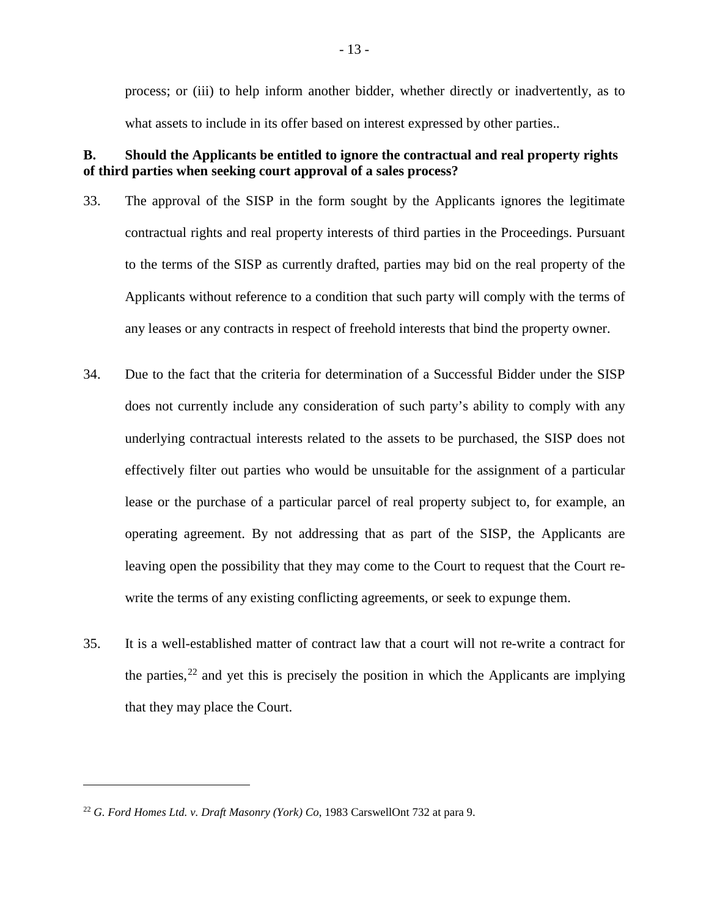process; or (iii) to help inform another bidder, whether directly or inadvertently, as to what assets to include in its offer based on interest expressed by other parties..

**B. Should the Applicants be entitled to ignore the contractual and real property rights of third parties when seeking court approval of a sales process?**

33. The approval of the SISP in the form sought by the Applicants ignores the legitimate contractual rights and real property interests of third parties in the Proceedings. Pursuant to the terms of the SISP as currently drafted, parties may bid on the real property of the Applicants without reference to a condition that such party will comply with the terms of any leases or any contracts in respect of freehold interests that bind the property owner.

34. Due to the fact that the criteria for determination of a Successful Bidder under the SISP does not currently include any consideration of such party's ability to comply with any underlying contractual interests related to the assets to be purchased, the SISP does not effectively filter out parties who would be unsuitable for the assignment of a particular lease or the purchase of a particular parcel of real property subject to, for example, an operating agreement. By not addressing that as part of the SISP, the Applicants are leaving open the possibility that they may come to the Court to request that the Court re-write the terms of any existing conflicting agreements, or seek to expunge them.

35. It is a well-established matter of contract law that a court will not re-write a contract for the parties,[22] and yet this is precisely the position in which the Applicants are implying that they may place the Court.

---

[22] *G. Ford Homes Ltd. v. Draft Masonry (York) Co*, 1983 CarswellOnt 732 at para 9.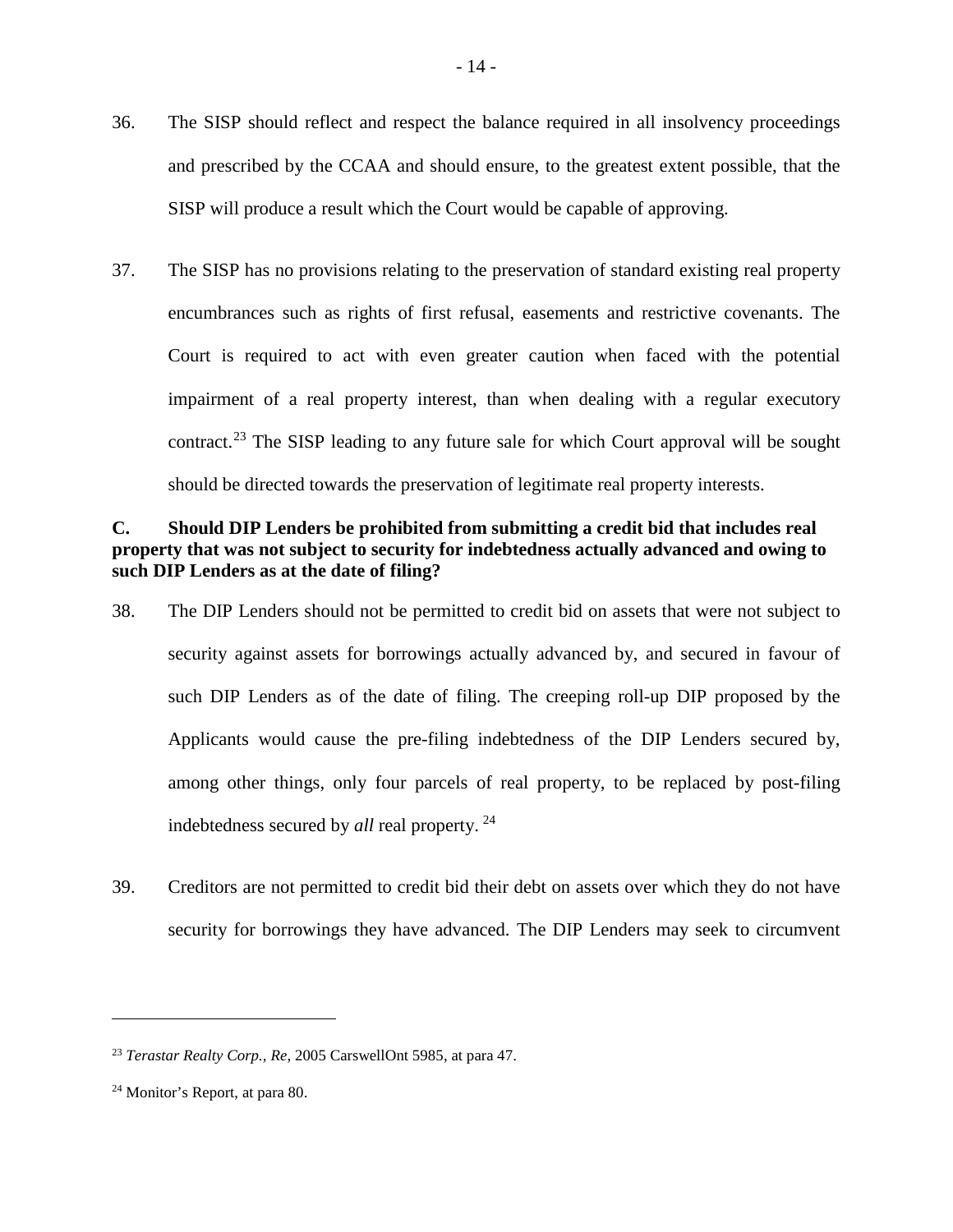36. The SISP should reflect and respect the balance required in all insolvency proceedings and prescribed by the CCAA and should ensure, to the greatest extent possible, that the SISP will produce a result which the Court would be capable of approving.

37. The SISP has no provisions relating to the preservation of standard existing real property encumbrances such as rights of first refusal, easements and restrictive covenants. The Court is required to act with even greater caution when faced with the potential impairment of a real property interest, than when dealing with a regular executory contract.[23] The SISP leading to any future sale for which Court approval will be sought should be directed towards the preservation of legitimate real property interests.

**C. Should DIP Lenders be prohibited from submitting a credit bid that includes real property that was not subject to security for indebtedness actually advanced and owing to such DIP Lenders as at the date of filing?**

38. The DIP Lenders should not be permitted to credit bid on assets that were not subject to security against assets for borrowings actually advanced by, and secured in favour of such DIP Lenders as of the date of filing. The creeping roll-up DIP proposed by the Applicants would cause the pre-filing indebtedness of the DIP Lenders secured by, among other things, only four parcels of real property, to be replaced by post-filing indebtedness secured by *all* real property.[24]

39. Creditors are not permitted to credit bid their debt on assets over which they do not have security for borrowings they have advanced. The DIP Lenders may seek to circumvent

---

[23] *Terastar Realty Corp., Re*, 2005 CarswellOnt 5985, at para 47.

[24] Monitor's Report, at para 80.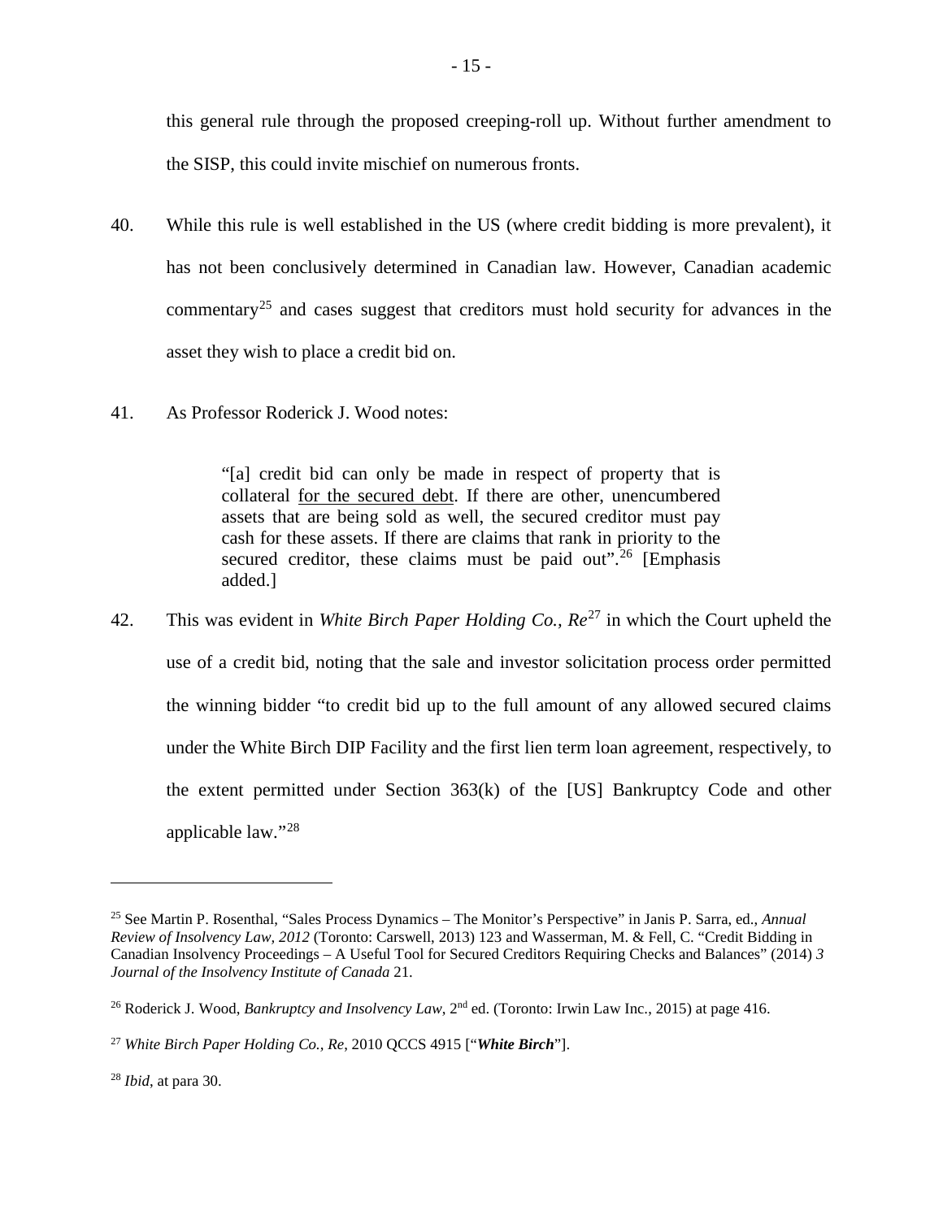this general rule through the proposed creeping-roll up. Without further amendment to the SISP, this could invite mischief on numerous fronts.

40. While this rule is well established in the US (where credit bidding is more prevalent), it has not been conclusively determined in Canadian law. However, Canadian academic commentary[25] and cases suggest that creditors must hold security for advances in the asset they wish to place a credit bid on.

41. As Professor Roderick J. Wood notes:

> "[a] credit bid can only be made in respect of property that is collateral <u>for the secured debt</u>. If there are other, unencumbered assets that are being sold as well, the secured creditor must pay cash for these assets. If there are claims that rank in priority to the secured creditor, these claims must be paid out".[26] [Emphasis added.]

42. This was evident in *White Birch Paper Holding Co., Re*[27] in which the Court upheld the use of a credit bid, noting that the sale and investor solicitation process order permitted the winning bidder "to credit bid up to the full amount of any allowed secured claims under the White Birch DIP Facility and the first lien term loan agreement, respectively, to the extent permitted under Section 363(k) of the [US] Bankruptcy Code and other applicable law."[28]

---

[25] See Martin P. Rosenthal, "Sales Process Dynamics – The Monitor's Perspective" in Janis P. Sarra, ed., *Annual Review of Insolvency Law, 2012* (Toronto: Carswell, 2013) 123 and Wasserman, M. & Fell, C. "Credit Bidding in Canadian Insolvency Proceedings – A Useful Tool for Secured Creditors Requiring Checks and Balances" (2014) *3 Journal of the Insolvency Institute of Canada* 21.

[26] Roderick J. Wood, *Bankruptcy and Insolvency Law*, 2nd ed. (Toronto: Irwin Law Inc., 2015) at page 416.

[27] *White Birch Paper Holding Co., Re*, 2010 QCCS 4915 ["***White Birch***"].

[28] *Ibid*, at para 30.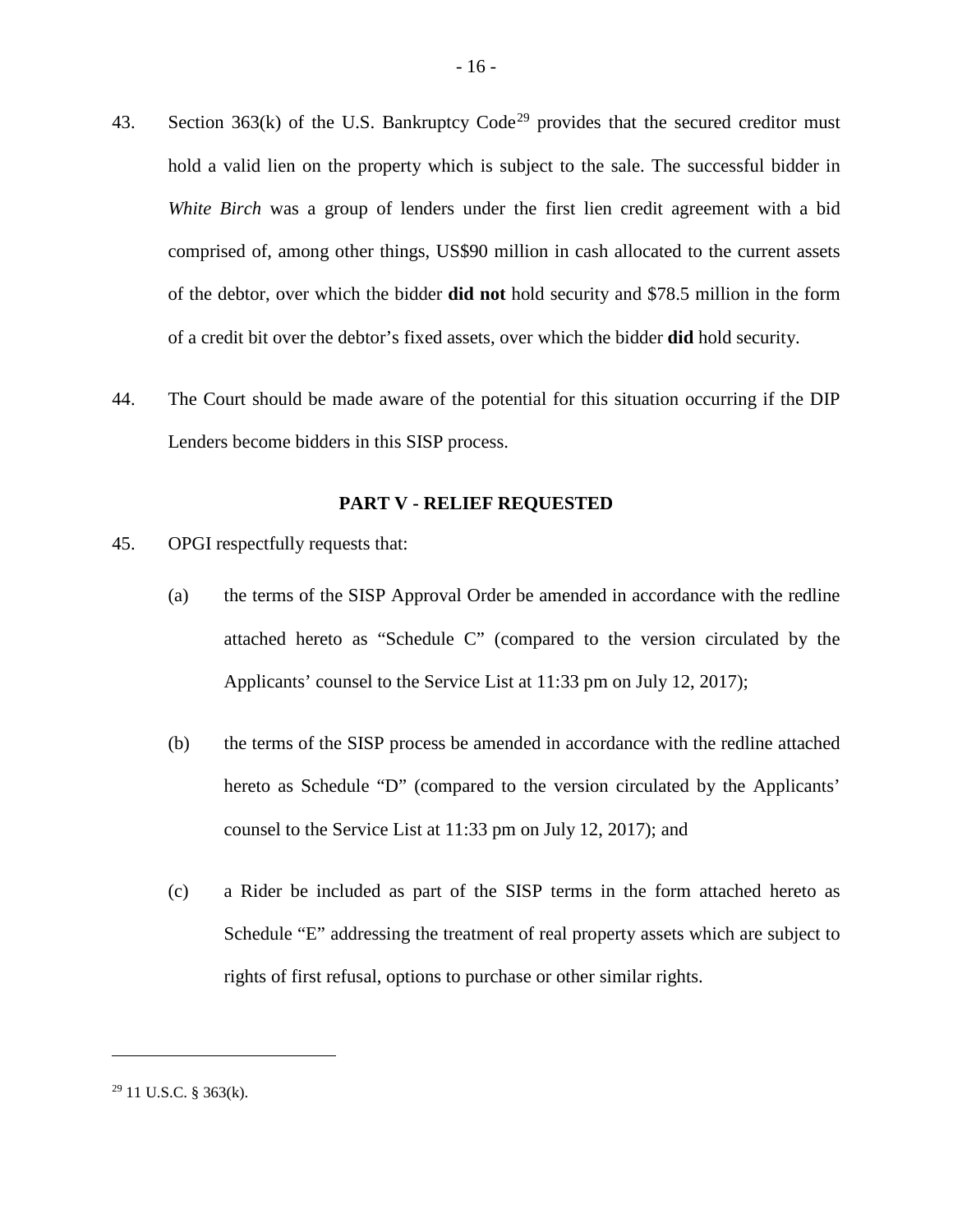43. Section 363(k) of the U.S. Bankruptcy Code[29] provides that the secured creditor must hold a valid lien on the property which is subject to the sale. The successful bidder in *White Birch* was a group of lenders under the first lien credit agreement with a bid comprised of, among other things, US$90 million in cash allocated to the current assets of the debtor, over which the bidder **did not** hold security and $78.5 million in the form of a credit bit over the debtor's fixed assets, over which the bidder **did** hold security.

44. The Court should be made aware of the potential for this situation occurring if the DIP Lenders become bidders in this SISP process.

## PART V - RELIEF REQUESTED

45. OPGI respectfully requests that:

   (a) the terms of the SISP Approval Order be amended in accordance with the redline attached hereto as "Schedule C" (compared to the version circulated by the Applicants' counsel to the Service List at 11:33 pm on July 12, 2017);

   (b) the terms of the SISP process be amended in accordance with the redline attached hereto as Schedule "D" (compared to the version circulated by the Applicants' counsel to the Service List at 11:33 pm on July 12, 2017); and

   (c) a Rider be included as part of the SISP terms in the form attached hereto as Schedule "E" addressing the treatment of real property assets which are subject to rights of first refusal, options to purchase or other similar rights.

---

[29] 11 U.S.C. § 363(k).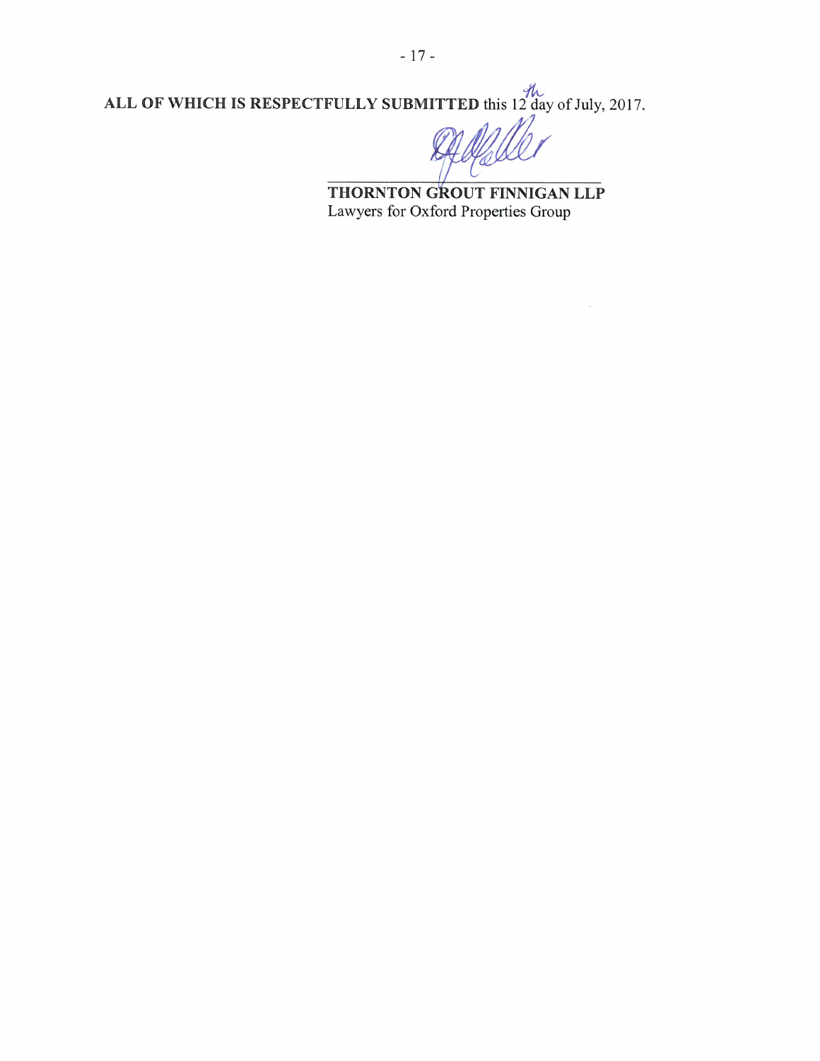**ALL OF WHICH IS RESPECTFULLY SUBMITTED** this 12th day of July, 2017.

**THORNTON GROUT FINNIGAN LLP**
Lawyers for Oxford Properties Group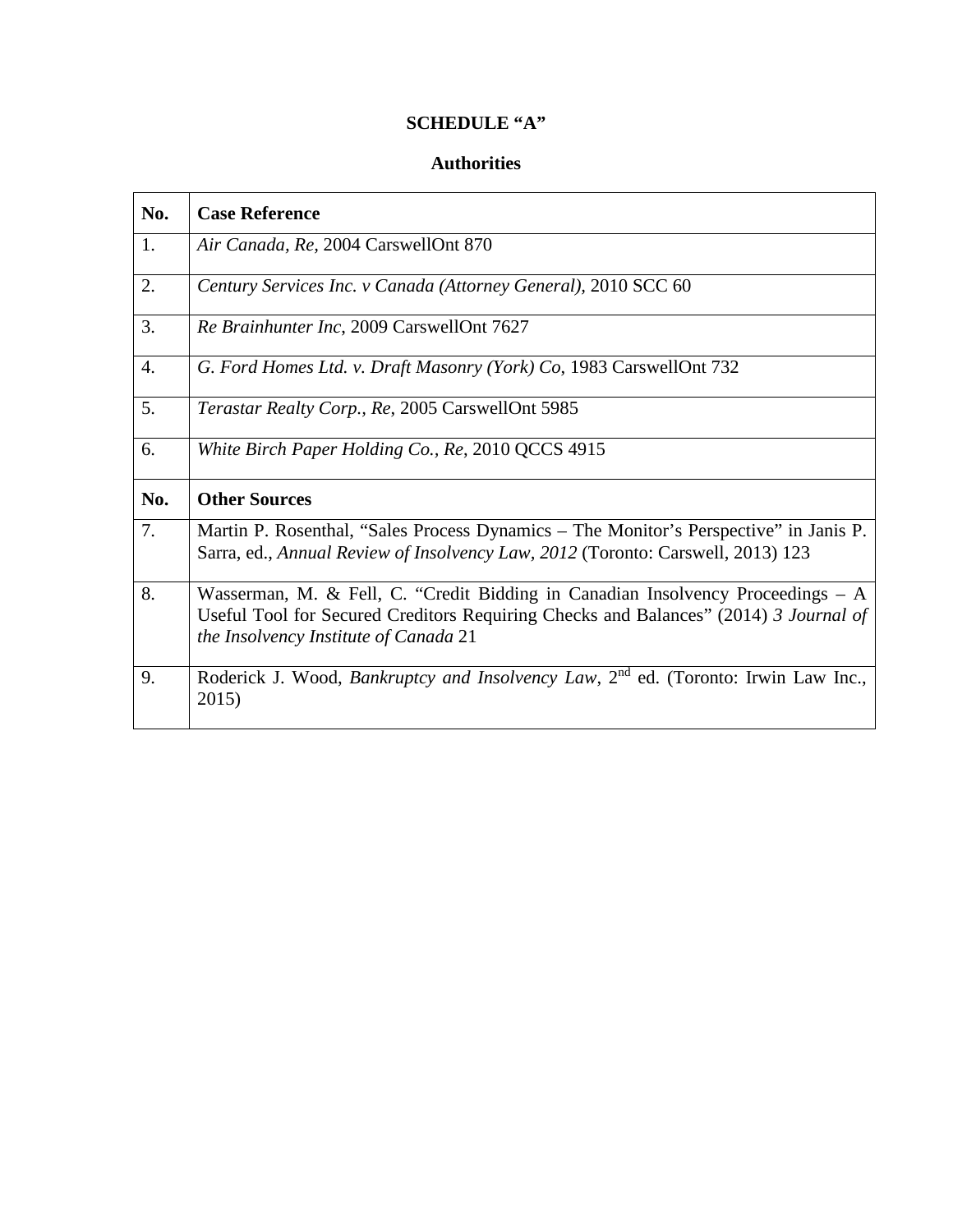**SCHEDULE "A"**

**Authorities**

| No. | Case Reference |
|---|---|
| 1. | *Air Canada, Re*, 2004 CarswellOnt 870 |
| 2. | *Century Services Inc. v Canada (Attorney General),* 2010 SCC 60 |
| 3. | *Re Brainhunter Inc*, 2009 CarswellOnt 7627 |
| 4. | *G. Ford Homes Ltd. v. Draft Masonry (York) Co*, 1983 CarswellOnt 732 |
| 5. | *Terastar Realty Corp., Re*, 2005 CarswellOnt 5985 |
| 6. | *White Birch Paper Holding Co., Re*, 2010 QCCS 4915 |
| **No.** | **Other Sources** |
| 7. | Martin P. Rosenthal, "Sales Process Dynamics – The Monitor's Perspective" in Janis P. Sarra, ed., *Annual Review of Insolvency Law, 2012* (Toronto: Carswell, 2013) 123 |
| 8. | Wasserman, M. & Fell, C. "Credit Bidding in Canadian Insolvency Proceedings – A Useful Tool for Secured Creditors Requiring Checks and Balances" (2014) *3 Journal of the Insolvency Institute of Canada* 21 |
| 9. | Roderick J. Wood, *Bankruptcy and Insolvency Law*, 2nd ed. (Toronto: Irwin Law Inc., 2015) |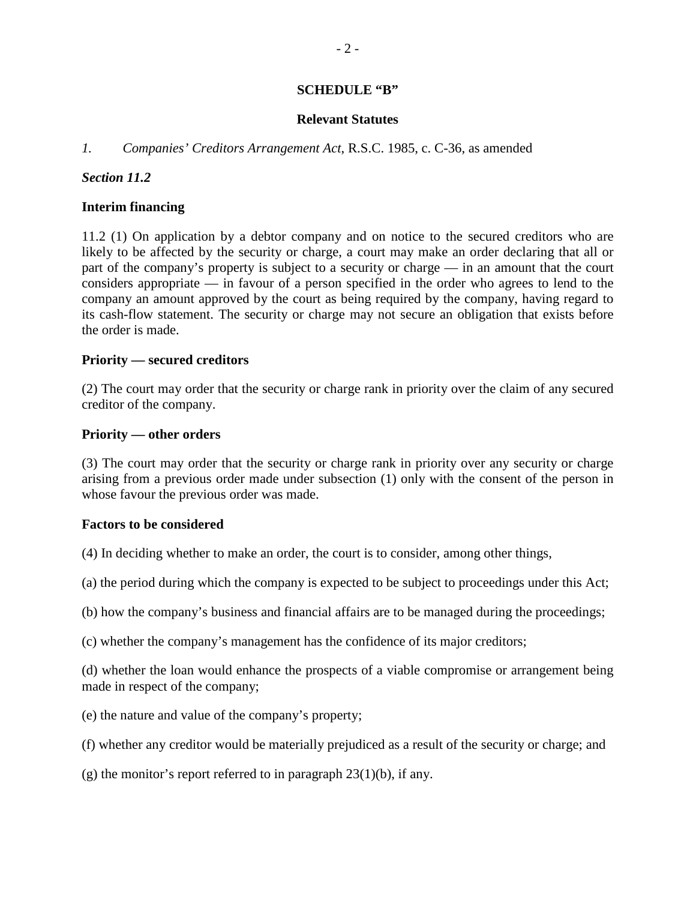## SCHEDULE "B"

### Relevant Statutes

*1.* *Companies' Creditors Arrangement Act*, R.S.C. 1985, c. C-36, as amended

***Section 11.2***

**Interim financing**

11.2 (1) On application by a debtor company and on notice to the secured creditors who are likely to be affected by the security or charge, a court may make an order declaring that all or part of the company's property is subject to a security or charge — in an amount that the court considers appropriate — in favour of a person specified in the order who agrees to lend to the company an amount approved by the court as being required by the company, having regard to its cash-flow statement. The security or charge may not secure an obligation that exists before the order is made.

**Priority — secured creditors**

(2) The court may order that the security or charge rank in priority over the claim of any secured creditor of the company.

**Priority — other orders**

(3) The court may order that the security or charge rank in priority over any security or charge arising from a previous order made under subsection (1) only with the consent of the person in whose favour the previous order was made.

**Factors to be considered**

(4) In deciding whether to make an order, the court is to consider, among other things,

(a) the period during which the company is expected to be subject to proceedings under this Act;

(b) how the company's business and financial affairs are to be managed during the proceedings;

(c) whether the company's management has the confidence of its major creditors;

(d) whether the loan would enhance the prospects of a viable compromise or arrangement being made in respect of the company;

(e) the nature and value of the company's property;

(f) whether any creditor would be materially prejudiced as a result of the security or charge; and

(g) the monitor's report referred to in paragraph 23(1)(b), if any.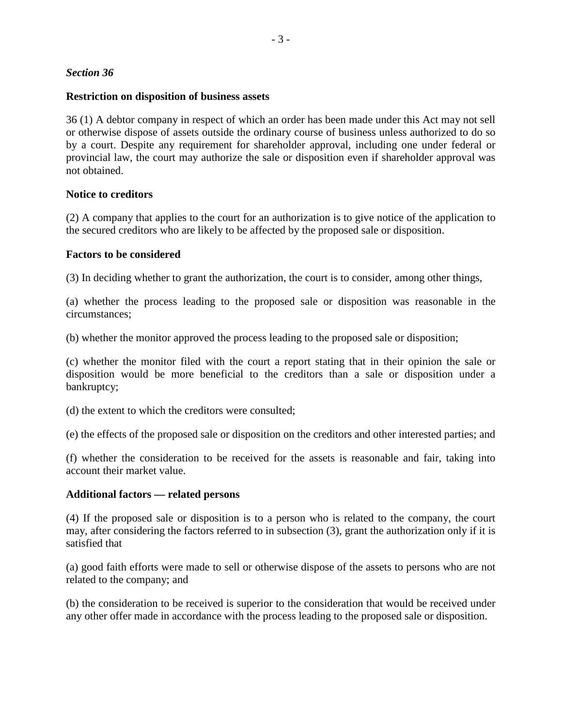***Section 36***

**Restriction on disposition of business assets**

36 (1) A debtor company in respect of which an order has been made under this Act may not sell or otherwise dispose of assets outside the ordinary course of business unless authorized to do so by a court. Despite any requirement for shareholder approval, including one under federal or provincial law, the court may authorize the sale or disposition even if shareholder approval was not obtained.

**Notice to creditors**

(2) A company that applies to the court for an authorization is to give notice of the application to the secured creditors who are likely to be affected by the proposed sale or disposition.

**Factors to be considered**

(3) In deciding whether to grant the authorization, the court is to consider, among other things,

(a) whether the process leading to the proposed sale or disposition was reasonable in the circumstances;

(b) whether the monitor approved the process leading to the proposed sale or disposition;

(c) whether the monitor filed with the court a report stating that in their opinion the sale or disposition would be more beneficial to the creditors than a sale or disposition under a bankruptcy;

(d) the extent to which the creditors were consulted;

(e) the effects of the proposed sale or disposition on the creditors and other interested parties; and

(f) whether the consideration to be received for the assets is reasonable and fair, taking into account their market value.

**Additional factors — related persons**

(4) If the proposed sale or disposition is to a person who is related to the company, the court may, after considering the factors referred to in subsection (3), grant the authorization only if it is satisfied that

(a) good faith efforts were made to sell or otherwise dispose of the assets to persons who are not related to the company; and

(b) the consideration to be received is superior to the consideration that would be received under any other offer made in accordance with the process leading to the proposed sale or disposition.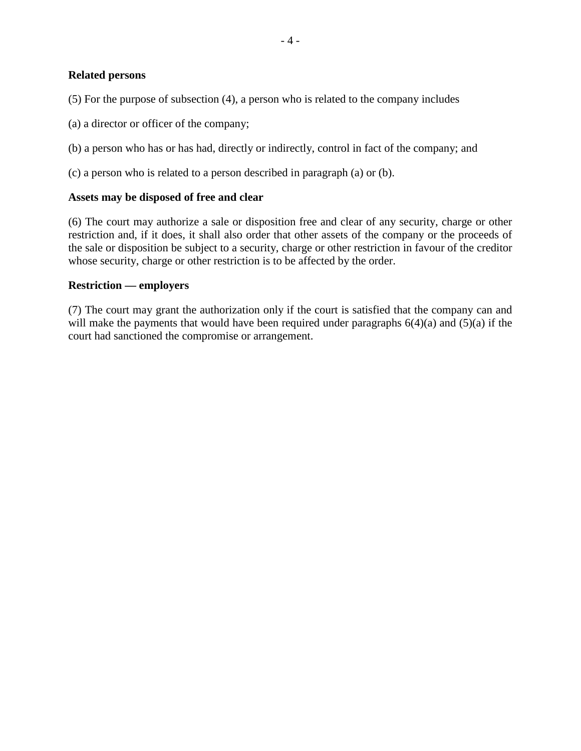**Related persons**

(5) For the purpose of subsection (4), a person who is related to the company includes

(a) a director or officer of the company;

(b) a person who has or has had, directly or indirectly, control in fact of the company; and

(c) a person who is related to a person described in paragraph (a) or (b).

**Assets may be disposed of free and clear**

(6) The court may authorize a sale or disposition free and clear of any security, charge or other restriction and, if it does, it shall also order that other assets of the company or the proceeds of the sale or disposition be subject to a security, charge or other restriction in favour of the creditor whose security, charge or other restriction is to be affected by the order.

**Restriction — employers**

(7) The court may grant the authorization only if the court is satisfied that the company can and will make the payments that would have been required under paragraphs 6(4)(a) and (5)(a) if the court had sanctioned the compromise or arrangement.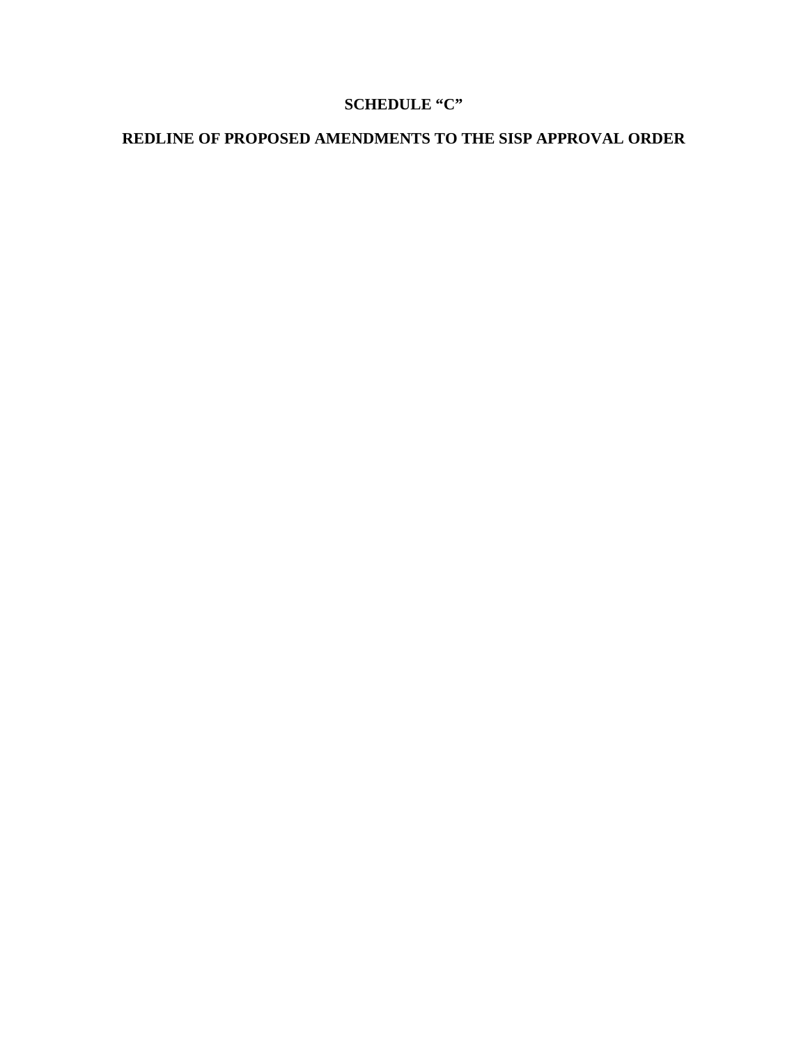# SCHEDULE "C"

# REDLINE OF PROPOSED AMENDMENTS TO THE SISP APPROVAL ORDER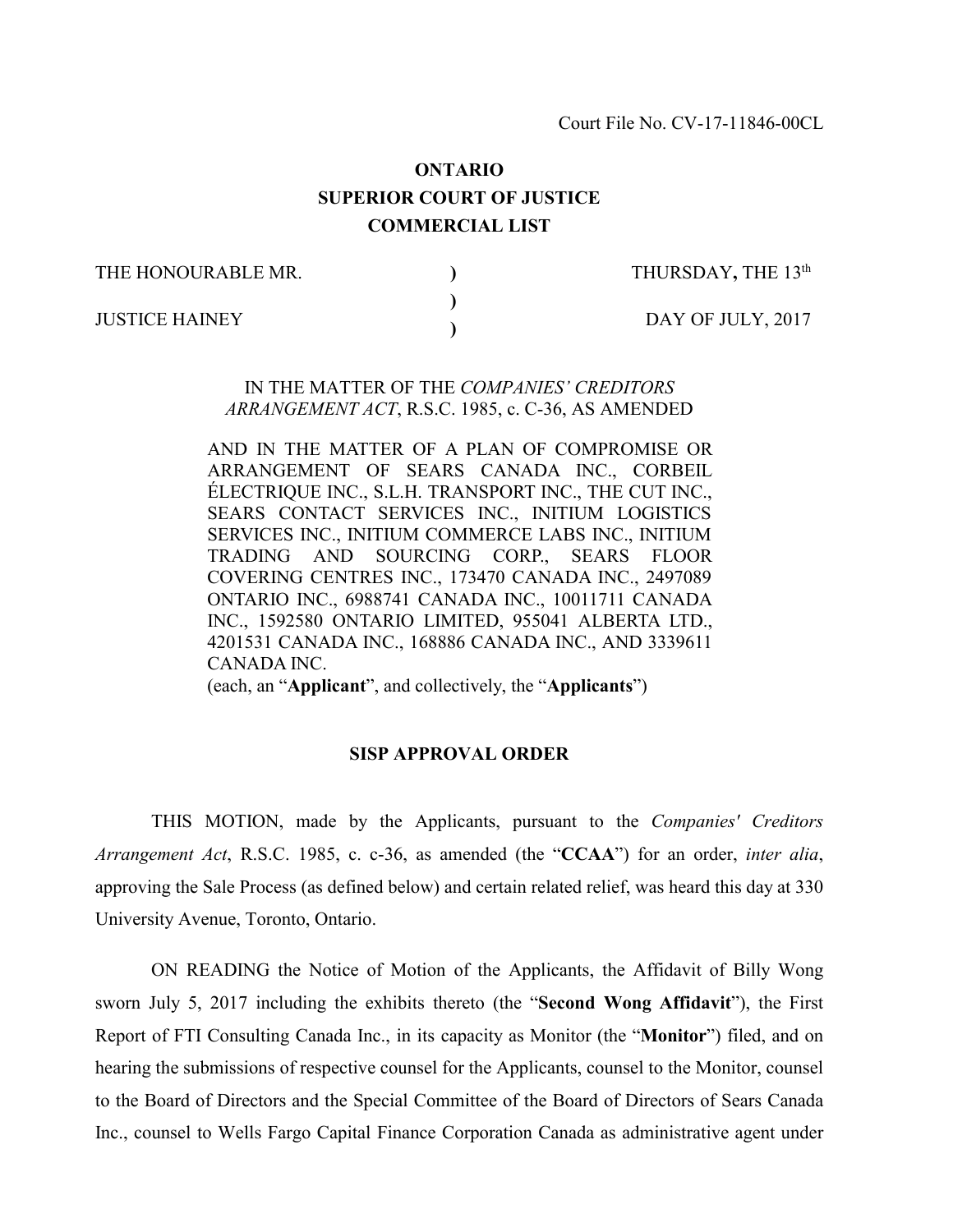Court File No. CV-17-11846-00CL

**ONTARIO**
**SUPERIOR COURT OF JUSTICE**
**COMMERCIAL LIST**

| THE HONOURABLE MR. | ) | THURSDAY, THE 13th |
|---|---|---|
| | ) | |
| JUSTICE HAINEY | ) | DAY OF JULY, 2017 |

IN THE MATTER OF THE *COMPANIES' CREDITORS ARRANGEMENT ACT*, R.S.C. 1985, c. C-36, AS AMENDED

AND IN THE MATTER OF A PLAN OF COMPROMISE OR ARRANGEMENT OF SEARS CANADA INC., CORBEIL ÉLECTRIQUE INC., S.L.H. TRANSPORT INC., THE CUT INC., SEARS CONTACT SERVICES INC., INITIUM LOGISTICS SERVICES INC., INITIUM COMMERCE LABS INC., INITIUM TRADING AND SOURCING CORP., SEARS FLOOR COVERING CENTRES INC., 173470 CANADA INC., 2497089 ONTARIO INC., 6988741 CANADA INC., 10011711 CANADA INC., 1592580 ONTARIO LIMITED, 955041 ALBERTA LTD., 4201531 CANADA INC., 168886 CANADA INC., AND 3339611 CANADA INC.
(each, an "**Applicant**", and collectively, the "**Applicants**")

**SISP APPROVAL ORDER**

THIS MOTION, made by the Applicants, pursuant to the *Companies' Creditors Arrangement Act*, R.S.C. 1985, c. c-36, as amended (the "**CCAA**") for an order, *inter alia*, approving the Sale Process (as defined below) and certain related relief, was heard this day at 330 University Avenue, Toronto, Ontario.

ON READING the Notice of Motion of the Applicants, the Affidavit of Billy Wong sworn July 5, 2017 including the exhibits thereto (the "**Second Wong Affidavit**"), the First Report of FTI Consulting Canada Inc., in its capacity as Monitor (the "**Monitor**") filed, and on hearing the submissions of respective counsel for the Applicants, counsel to the Monitor, counsel to the Board of Directors and the Special Committee of the Board of Directors of Sears Canada Inc., counsel to Wells Fargo Capital Finance Corporation Canada as administrative agent under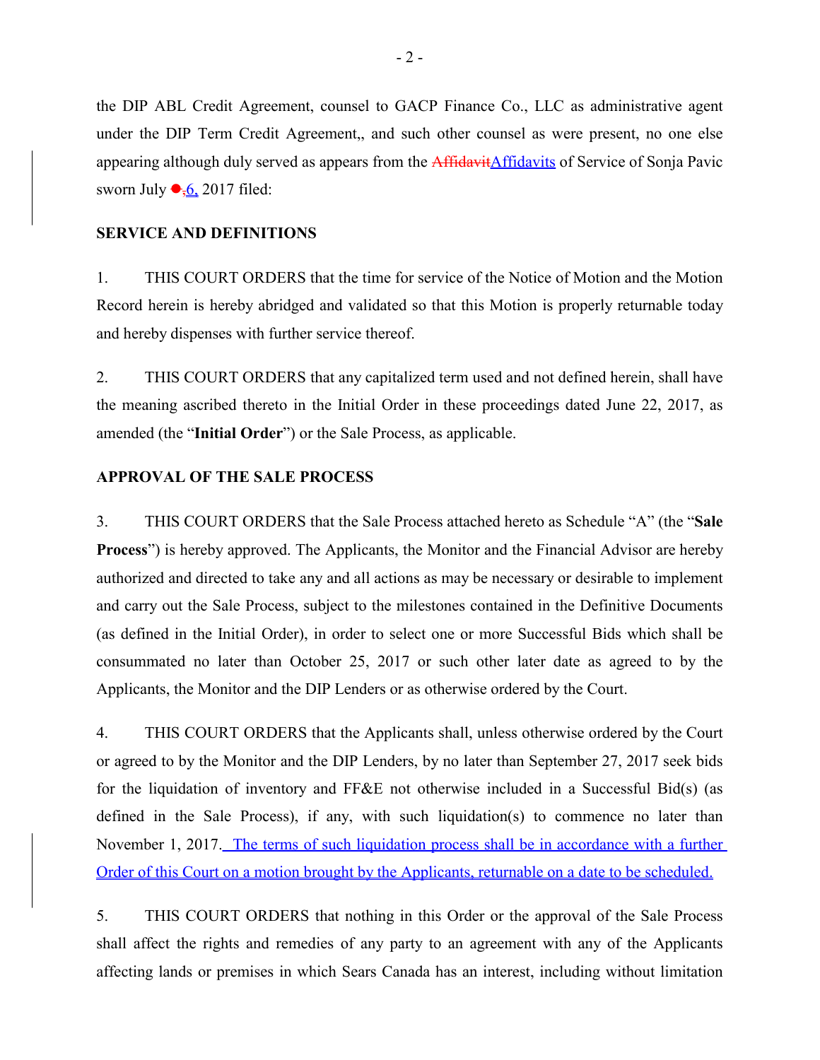the DIP ABL Credit Agreement, counsel to GACP Finance Co., LLC as administrative agent under the DIP Term Credit Agreement,, and such other counsel as were present, no one else appearing although duly served as appears from the ~~Affidavit~~Affidavits of Service of Sonja Pavic sworn July ~~●,~~6, 2017 filed:

**SERVICE AND DEFINITIONS**

1. THIS COURT ORDERS that the time for service of the Notice of Motion and the Motion Record herein is hereby abridged and validated so that this Motion is properly returnable today and hereby dispenses with further service thereof.

2. THIS COURT ORDERS that any capitalized term used and not defined herein, shall have the meaning ascribed thereto in the Initial Order in these proceedings dated June 22, 2017, as amended (the "**Initial Order**") or the Sale Process, as applicable.

**APPROVAL OF THE SALE PROCESS**

3. THIS COURT ORDERS that the Sale Process attached hereto as Schedule "A" (the "**Sale Process**") is hereby approved. The Applicants, the Monitor and the Financial Advisor are hereby authorized and directed to take any and all actions as may be necessary or desirable to implement and carry out the Sale Process, subject to the milestones contained in the Definitive Documents (as defined in the Initial Order), in order to select one or more Successful Bids which shall be consummated no later than October 25, 2017 or such other later date as agreed to by the Applicants, the Monitor and the DIP Lenders or as otherwise ordered by the Court.

4. THIS COURT ORDERS that the Applicants shall, unless otherwise ordered by the Court or agreed to by the Monitor and the DIP Lenders, by no later than September 27, 2017 seek bids for the liquidation of inventory and FF&E not otherwise included in a Successful Bid(s) (as defined in the Sale Process), if any, with such liquidation(s) to commence no later than November 1, 2017. The terms of such liquidation process shall be in accordance with a further Order of this Court on a motion brought by the Applicants, returnable on a date to be scheduled.

5. THIS COURT ORDERS that nothing in this Order or the approval of the Sale Process shall affect the rights and remedies of any party to an agreement with any of the Applicants affecting lands or premises in which Sears Canada has an interest, including without limitation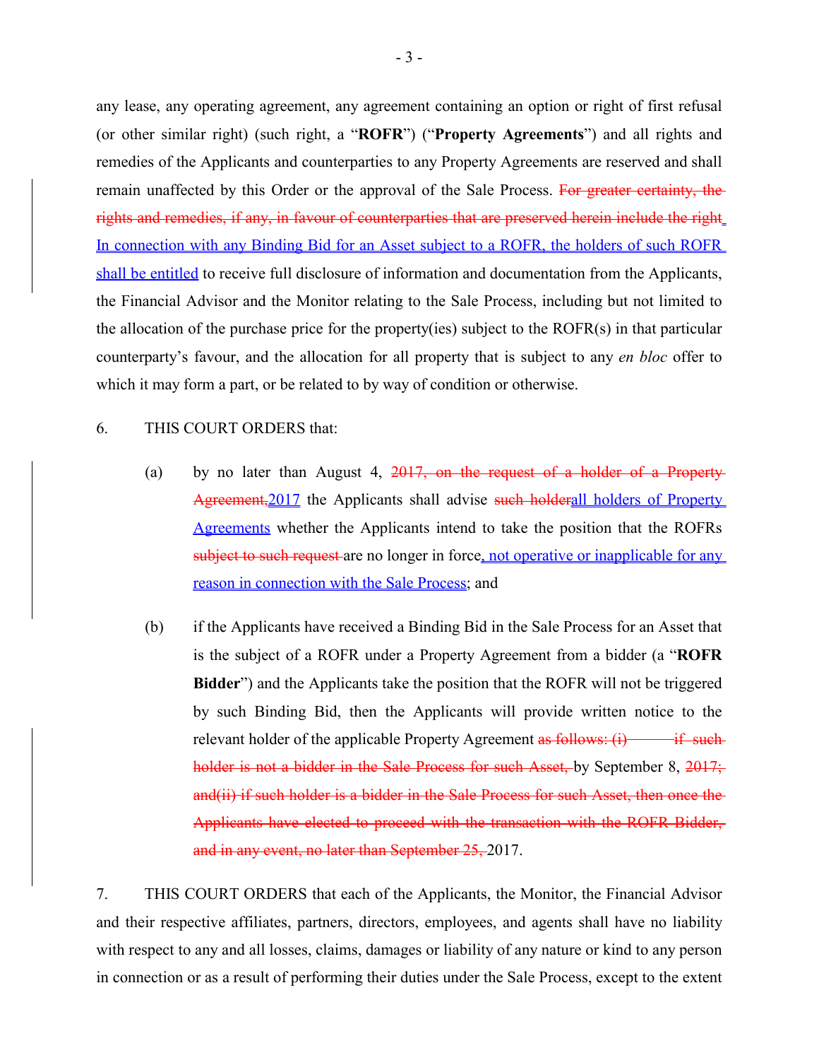any lease, any operating agreement, any agreement containing an option or right of first refusal (or other similar right) (such right, a "**ROFR**") ("**Property Agreements**") and all rights and remedies of the Applicants and counterparties to any Property Agreements are reserved and shall remain unaffected by this Order or the approval of the Sale Process. ~~For greater certainty, the rights and remedies, if any, in favour of counterparties that are preserved herein include the right~~<u>. In connection with any Binding Bid for an Asset subject to a ROFR, the holders of such ROFR shall be entitled</u> to receive full disclosure of information and documentation from the Applicants, the Financial Advisor and the Monitor relating to the Sale Process, including but not limited to the allocation of the purchase price for the property(ies) subject to the ROFR(s) in that particular counterparty's favour, and the allocation for all property that is subject to any *en bloc* offer to which it may form a part, or be related to by way of condition or otherwise.

6. THIS COURT ORDERS that:

(a) by no later than August 4, ~~2017, on the request of a holder of a Property Agreement,~~<u>2017</u> the Applicants shall advise ~~such holder~~<u>all holders of Property Agreements</u> whether the Applicants intend to take the position that the ROFRs ~~subject to such request~~ are no longer in force<u>, not operative or inapplicable for any reason in connection with the Sale Process</u>; and

(b) if the Applicants have received a Binding Bid in the Sale Process for an Asset that is the subject of a ROFR under a Property Agreement from a bidder (a "**ROFR Bidder**") and the Applicants take the position that the ROFR will not be triggered by such Binding Bid, then the Applicants will provide written notice to the relevant holder of the applicable Property Agreement ~~as follows: (i) if such holder is not a bidder in the Sale Process for such Asset,~~ by September 8, ~~2017; and(ii) if such holder is a bidder in the Sale Process for such Asset, then once the Applicants have elected to proceed with the transaction with the ROFR Bidder, and in any event, no later than September 25,~~ 2017.

7. THIS COURT ORDERS that each of the Applicants, the Monitor, the Financial Advisor and their respective affiliates, partners, directors, employees, and agents shall have no liability with respect to any and all losses, claims, damages or liability of any nature or kind to any person in connection or as a result of performing their duties under the Sale Process, except to the extent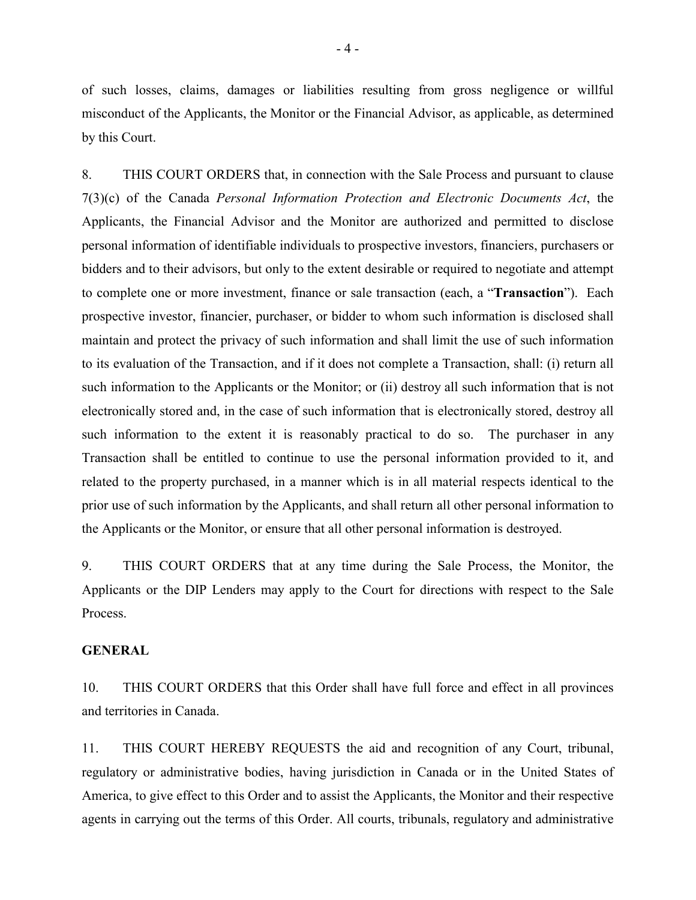of such losses, claims, damages or liabilities resulting from gross negligence or willful misconduct of the Applicants, the Monitor or the Financial Advisor, as applicable, as determined by this Court.

8. THIS COURT ORDERS that, in connection with the Sale Process and pursuant to clause 7(3)(c) of the Canada *Personal Information Protection and Electronic Documents Act*, the Applicants, the Financial Advisor and the Monitor are authorized and permitted to disclose personal information of identifiable individuals to prospective investors, financiers, purchasers or bidders and to their advisors, but only to the extent desirable or required to negotiate and attempt to complete one or more investment, finance or sale transaction (each, a "**Transaction**"). Each prospective investor, financier, purchaser, or bidder to whom such information is disclosed shall maintain and protect the privacy of such information and shall limit the use of such information to its evaluation of the Transaction, and if it does not complete a Transaction, shall: (i) return all such information to the Applicants or the Monitor; or (ii) destroy all such information that is not electronically stored and, in the case of such information that is electronically stored, destroy all such information to the extent it is reasonably practical to do so. The purchaser in any Transaction shall be entitled to continue to use the personal information provided to it, and related to the property purchased, in a manner which is in all material respects identical to the prior use of such information by the Applicants, and shall return all other personal information to the Applicants or the Monitor, or ensure that all other personal information is destroyed.

9. THIS COURT ORDERS that at any time during the Sale Process, the Monitor, the Applicants or the DIP Lenders may apply to the Court for directions with respect to the Sale Process.

**GENERAL**

10. THIS COURT ORDERS that this Order shall have full force and effect in all provinces and territories in Canada.

11. THIS COURT HEREBY REQUESTS the aid and recognition of any Court, tribunal, regulatory or administrative bodies, having jurisdiction in Canada or in the United States of America, to give effect to this Order and to assist the Applicants, the Monitor and their respective agents in carrying out the terms of this Order. All courts, tribunals, regulatory and administrative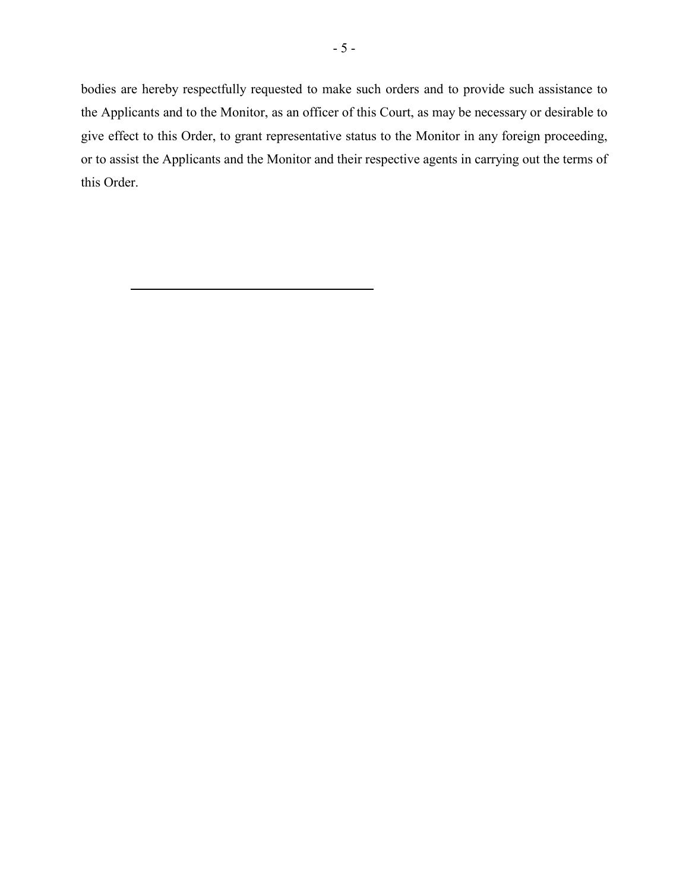bodies are hereby respectfully requested to make such orders and to provide such assistance to the Applicants and to the Monitor, as an officer of this Court, as may be necessary or desirable to give effect to this Order, to grant representative status to the Monitor in any foreign proceeding, or to assist the Applicants and the Monitor and their respective agents in carrying out the terms of this Order.

\_\_\_\_\_\_\_\_\_\_\_\_\_\_\_\_\_\_\_\_\_\_\_\_\_\_\_\_\_\_\_\_\_\_\_\_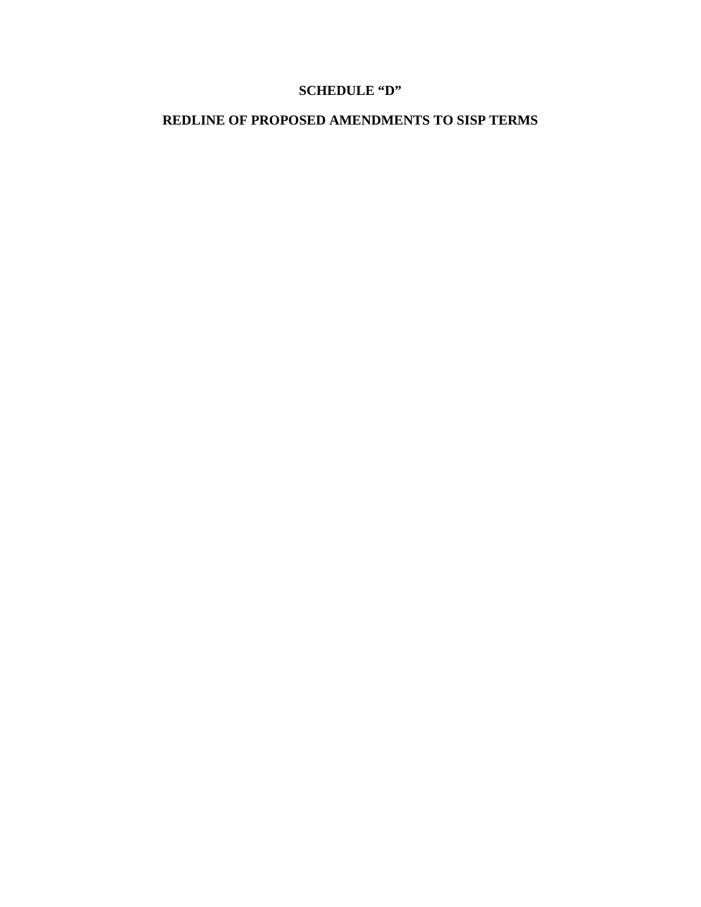# SCHEDULE "D"

## REDLINE OF PROPOSED AMENDMENTS TO SISP TERMS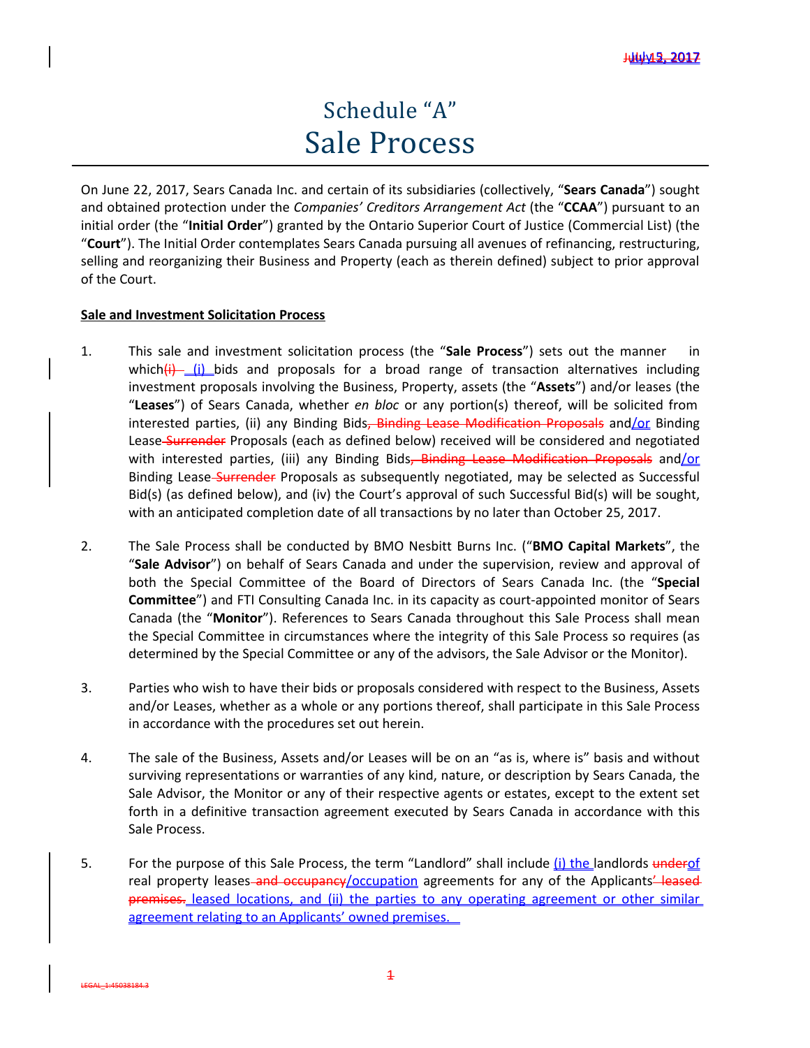# Schedule "A"
# Sale Process

On June 22, 2017, Sears Canada Inc. and certain of its subsidiaries (collectively, "**Sears Canada**") sought and obtained protection under the *Companies' Creditors Arrangement Act* (the "**CCAA**") pursuant to an initial order (the "**Initial Order**") granted by the Ontario Superior Court of Justice (Commercial List) (the "**Court**"). The Initial Order contemplates Sears Canada pursuing all avenues of refinancing, restructuring, selling and reorganizing their Business and Property (each as therein defined) subject to prior approval of the Court.

**Sale and Investment Solicitation Process**

1. This sale and investment solicitation process (the "**Sale Process**") sets out the manner in which~~(i)~~ (i) bids and proposals for a broad range of transaction alternatives including investment proposals involving the Business, Property, assets (the "**Assets**") and/or leases (the "**Leases**") of Sears Canada, whether *en bloc* or any portion(s) thereof, will be solicited from interested parties, (ii) any Binding Bids~~, Binding Lease Modification Proposals~~ and/or Binding Lease ~~Surrender~~ Proposals (each as defined below) received will be considered and negotiated with interested parties, (iii) any Binding Bids~~, Binding Lease Modification Proposals~~ and/or Binding Lease ~~Surrender~~ Proposals as subsequently negotiated, may be selected as Successful Bid(s) (as defined below), and (iv) the Court's approval of such Successful Bid(s) will be sought, with an anticipated completion date of all transactions by no later than October 25, 2017.

2. The Sale Process shall be conducted by BMO Nesbitt Burns Inc. ("**BMO Capital Markets**", the "**Sale Advisor**") on behalf of Sears Canada and under the supervision, review and approval of both the Special Committee of the Board of Directors of Sears Canada Inc. (the "**Special Committee**") and FTI Consulting Canada Inc. in its capacity as court-appointed monitor of Sears Canada (the "**Monitor**"). References to Sears Canada throughout this Sale Process shall mean the Special Committee in circumstances where the integrity of this Sale Process so requires (as determined by the Special Committee or any of the advisors, the Sale Advisor or the Monitor).

3. Parties who wish to have their bids or proposals considered with respect to the Business, Assets and/or Leases, whether as a whole or any portions thereof, shall participate in this Sale Process in accordance with the procedures set out herein.

4. The sale of the Business, Assets and/or Leases will be on an "as is, where is" basis and without surviving representations or warranties of any kind, nature, or description by Sears Canada, the Sale Advisor, the Monitor or any of their respective agents or estates, except to the extent set forth in a definitive transaction agreement executed by Sears Canada in accordance with this Sale Process.

5. For the purpose of this Sale Process, the term "Landlord" shall include (i) the landlords ~~under~~of real property leases ~~and occupancy~~/occupation agreements for any of the Applicants~~' leased premises.~~ leased locations, and (ii) the parties to any operating agreement or other similar agreement relating to an Applicants' owned premises.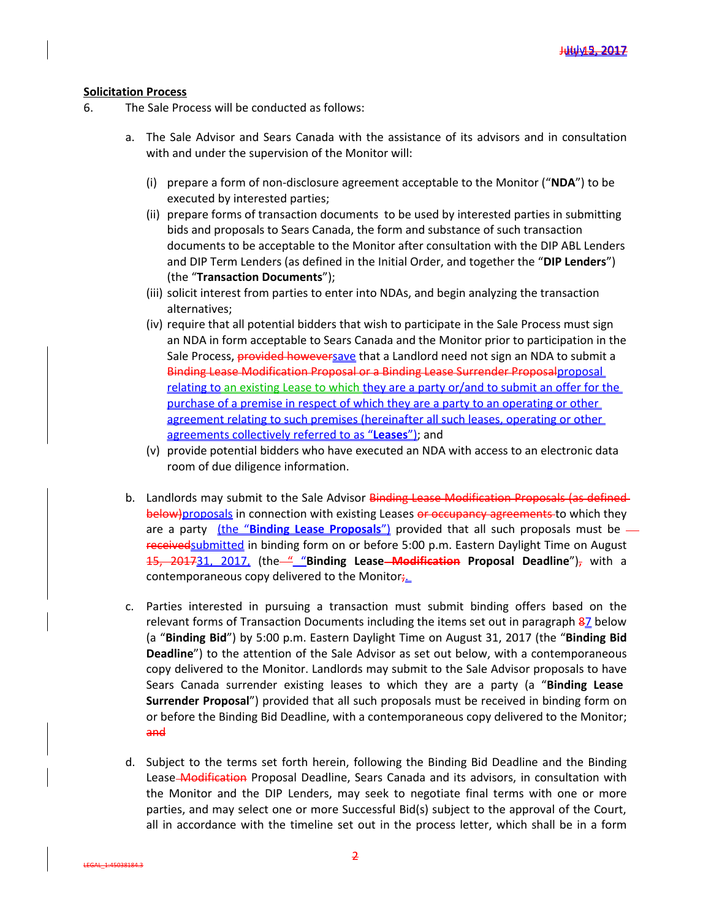**Solicitation Process**

6. The Sale Process will be conducted as follows:

   a. The Sale Advisor and Sears Canada with the assistance of its advisors and in consultation with and under the supervision of the Monitor will:

      (i) prepare a form of non-disclosure agreement acceptable to the Monitor ("**NDA**") to be executed by interested parties;

      (ii) prepare forms of transaction documents to be used by interested parties in submitting bids and proposals to Sears Canada, the form and substance of such transaction documents to be acceptable to the Monitor after consultation with the DIP ABL Lenders and DIP Term Lenders (as defined in the Initial Order, and together the "**DIP Lenders**") (the "**Transaction Documents**");

      (iii) solicit interest from parties to enter into NDAs, and begin analyzing the transaction alternatives;

      (iv) require that all potential bidders that wish to participate in the Sale Process must sign an NDA in form acceptable to Sears Canada and the Monitor prior to participation in the Sale Process, ~~provided however~~save that a Landlord need not sign an NDA to submit a ~~Binding Lease Modification Proposal or a Binding Lease Surrender Proposal~~proposal relating to an existing Lease to which they are a party or/and to submit an offer for the purchase of a premise in respect of which they are a party to an operating or other agreement relating to such premises (hereinafter all such leases, operating or other agreements collectively referred to as "**Leases**"); and

      (v) provide potential bidders who have executed an NDA with access to an electronic data room of due diligence information.

   b. Landlords may submit to the Sale Advisor ~~Binding Lease Modification Proposals (as defined below)~~proposals in connection with existing Leases ~~or occupancy agreements~~ to which they are a party (the "**Binding Lease Proposals**") provided that all such proposals must be ~~received~~submitted in binding form on or before 5:00 p.m. Eastern Daylight Time on August ~~15, 2017~~31, 2017, (the "**Binding Lease** ~~**Modification**~~ **Proposal Deadline**")~~,~~ with a contemporaneous copy delivered to the Monitor~~;~~.

   c. Parties interested in pursuing a transaction must submit binding offers based on the relevant forms of Transaction Documents including the items set out in paragraph ~~8~~7 below (a "**Binding Bid**") by 5:00 p.m. Eastern Daylight Time on August 31, 2017 (the "**Binding Bid Deadline**") to the attention of the Sale Advisor as set out below, with a contemporaneous copy delivered to the Monitor. Landlords may submit to the Sale Advisor proposals to have Sears Canada surrender existing leases to which they are a party (a "**Binding Lease Surrender Proposal**") provided that all such proposals must be received in binding form on or before the Binding Bid Deadline, with a contemporaneous copy delivered to the Monitor; ~~and~~

   d. Subject to the terms set forth herein, following the Binding Bid Deadline and the Binding Lease ~~Modification~~ Proposal Deadline, Sears Canada and its advisors, in consultation with the Monitor and the DIP Lenders, may seek to negotiate final terms with one or more parties, and may select one or more Successful Bid(s) subject to the approval of the Court, all in accordance with the timeline set out in the process letter, which shall be in a form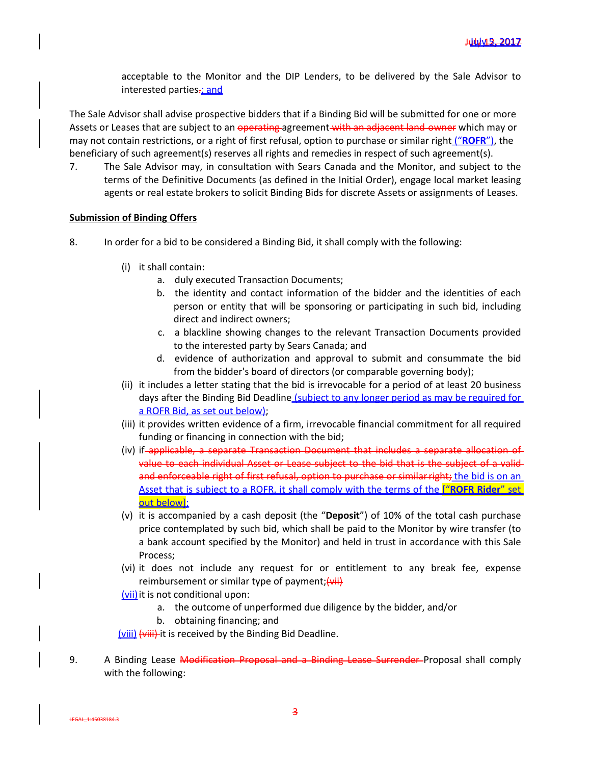acceptable to the Monitor and the DIP Lenders, to be delivered by the Sale Advisor to interested parties.; and

The Sale Advisor shall advise prospective bidders that if a Binding Bid will be submitted for one or more Assets or Leases that are subject to an operating agreement with an adjacent land owner which may or may not contain restrictions, or a right of first refusal, option to purchase or similar right (“**ROFR**”), the beneficiary of such agreement(s) reserves all rights and remedies in respect of such agreement(s).

7. The Sale Advisor may, in consultation with Sears Canada and the Monitor, and subject to the terms of the Definitive Documents (as defined in the Initial Order), engage local market leasing agents or real estate brokers to solicit Binding Bids for discrete Assets or assignments of Leases.

**Submission of Binding Offers**

8. In order for a bid to be considered a Binding Bid, it shall comply with the following:

   (i) it shall contain:
      a. duly executed Transaction Documents;
      b. the identity and contact information of the bidder and the identities of each person or entity that will be sponsoring or participating in such bid, including direct and indirect owners;
      c. a blackline showing changes to the relevant Transaction Documents provided to the interested party by Sears Canada; and
      d. evidence of authorization and approval to submit and consummate the bid from the bidder's board of directors (or comparable governing body);

   (ii) it includes a letter stating that the bid is irrevocable for a period of at least 20 business days after the Binding Bid Deadline (subject to any longer period as may be required for a ROFR Bid, as set out below);

   (iii) it provides written evidence of a firm, irrevocable financial commitment for all required funding or financing in connection with the bid;

   (iv) if applicable, a separate Transaction Document that includes a separate allocation of value to each individual Asset or Lease subject to the bid that is the subject of a valid and enforceable right of first refusal, option to purchase or similar right; the bid is on an Asset that is subject to a ROFR, it shall comply with the terms of the [“**ROFR Rider**” set out below];

   (v) it is accompanied by a cash deposit (the “**Deposit**”) of 10% of the total cash purchase price contemplated by such bid, which shall be paid to the Monitor by wire transfer (to a bank account specified by the Monitor) and held in trust in accordance with this Sale Process;

   (vi) it does not include any request for or entitlement to any break fee, expense reimbursement or similar type of payment;(vii)

   (vii) it is not conditional upon:
      a. the outcome of unperformed due diligence by the bidder, and/or
      b. obtaining financing; and

   (viii) (viii) it is received by the Binding Bid Deadline.

9. A Binding Lease Modification Proposal and a Binding Lease Surrender Proposal shall comply with the following: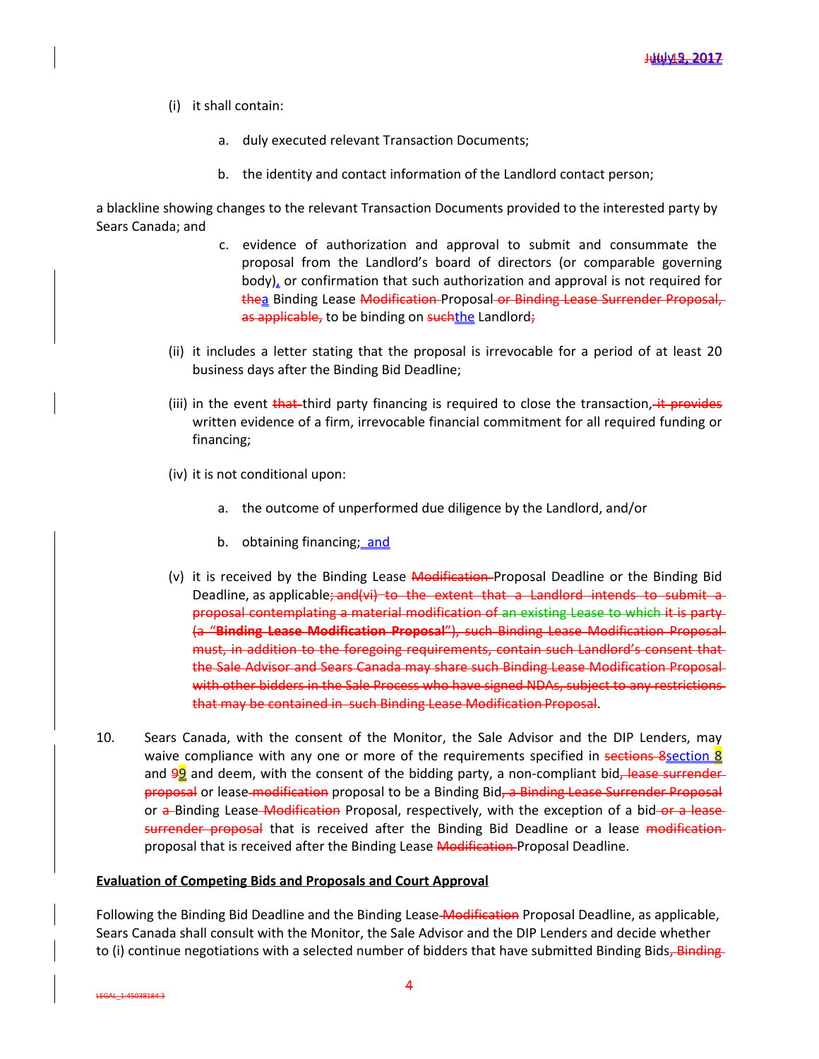(i) it shall contain:

a. duly executed relevant Transaction Documents;

b. the identity and contact information of the Landlord contact person;

a blackline showing changes to the relevant Transaction Documents provided to the interested party by Sears Canada; and

c. evidence of authorization and approval to submit and consummate the proposal from the Landlord's board of directors (or comparable governing body), or confirmation that such authorization and approval is not required for thea Binding Lease Modification Proposal or Binding Lease Surrender Proposal, as applicable, to be binding on suchthe Landlord;

(ii) it includes a letter stating that the proposal is irrevocable for a period of at least 20 business days after the Binding Bid Deadline;

(iii) in the event that third party financing is required to close the transaction, it provides written evidence of a firm, irrevocable financial commitment for all required funding or financing;

(iv) it is not conditional upon:

a. the outcome of unperformed due diligence by the Landlord, and/or

b. obtaining financing; and

(v) it is received by the Binding Lease Modification Proposal Deadline or the Binding Bid Deadline, as applicable; and(vi) to the extent that a Landlord intends to submit a proposal contemplating a material modification of an existing Lease to which it is party (a "**Binding Lease Modification Proposal**"), such Binding Lease Modification Proposal must, in addition to the foregoing requirements, contain such Landlord's consent that the Sale Advisor and Sears Canada may share such Binding Lease Modification Proposal with other bidders in the Sale Process who have signed NDAs, subject to any restrictions that may be contained in such Binding Lease Modification Proposal.

10. Sears Canada, with the consent of the Monitor, the Sale Advisor and the DIP Lenders, may waive compliance with any one or more of the requirements specified in sections 8section 8 and 99 and deem, with the consent of the bidding party, a non-compliant bid, lease surrender proposal or lease modification proposal to be a Binding Bid, a Binding Lease Surrender Proposal or a Binding Lease Modification Proposal, respectively, with the exception of a bid or a lease surrender proposal that is received after the Binding Bid Deadline or a lease modification proposal that is received after the Binding Lease Modification Proposal Deadline.

**Evaluation of Competing Bids and Proposals and Court Approval**

Following the Binding Bid Deadline and the Binding Lease Modification Proposal Deadline, as applicable, Sears Canada shall consult with the Monitor, the Sale Advisor and the DIP Lenders and decide whether to (i) continue negotiations with a selected number of bidders that have submitted Binding Bids, Binding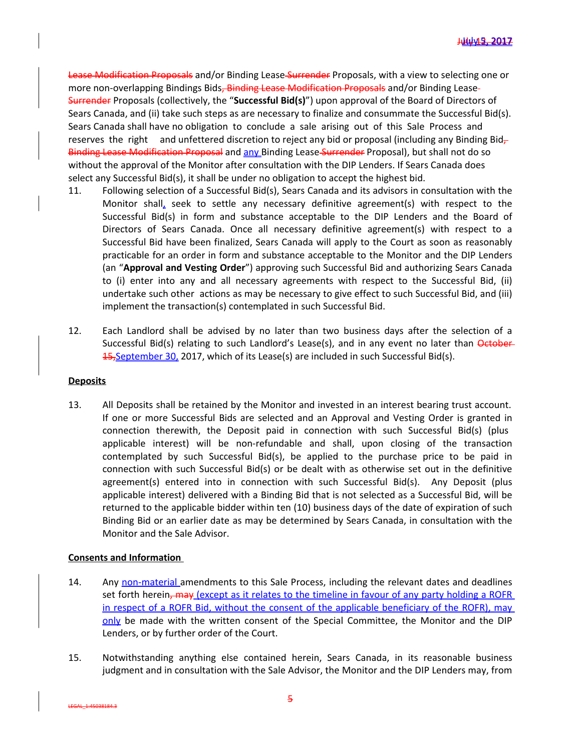~~Lease Modification Proposals~~ and/or Binding Lease ~~Surrender~~ Proposals, with a view to selecting one or more non-overlapping Bindings Bids~~, Binding Lease Modification Proposals~~ and/or Binding Lease ~~Surrender~~ Proposals (collectively, the "**Successful Bid(s)**") upon approval of the Board of Directors of Sears Canada, and (ii) take such steps as are necessary to finalize and consummate the Successful Bid(s). Sears Canada shall have no obligation to conclude a sale arising out of this Sale Process and reserves the right and unfettered discretion to reject any bid or proposal (including any Binding Bid~~, Binding Lease Modification Proposal~~ and any Binding Lease ~~Surrender~~ Proposal), but shall not do so without the approval of the Monitor after consultation with the DIP Lenders. If Sears Canada does select any Successful Bid(s), it shall be under no obligation to accept the highest bid.

11. Following selection of a Successful Bid(s), Sears Canada and its advisors in consultation with the Monitor shall, seek to settle any necessary definitive agreement(s) with respect to the Successful Bid(s) in form and substance acceptable to the DIP Lenders and the Board of Directors of Sears Canada. Once all necessary definitive agreement(s) with respect to a Successful Bid have been finalized, Sears Canada will apply to the Court as soon as reasonably practicable for an order in form and substance acceptable to the Monitor and the DIP Lenders (an "**Approval and Vesting Order**") approving such Successful Bid and authorizing Sears Canada to (i) enter into any and all necessary agreements with respect to the Successful Bid, (ii) undertake such other actions as may be necessary to give effect to such Successful Bid, and (iii) implement the transaction(s) contemplated in such Successful Bid.

12. Each Landlord shall be advised by no later than two business days after the selection of a Successful Bid(s) relating to such Landlord's Lease(s), and in any event no later than ~~October 15,~~ September 30, 2017, which of its Lease(s) are included in such Successful Bid(s).

## Deposits

13. All Deposits shall be retained by the Monitor and invested in an interest bearing trust account. If one or more Successful Bids are selected and an Approval and Vesting Order is granted in connection therewith, the Deposit paid in connection with such Successful Bid(s) (plus applicable interest) will be non-refundable and shall, upon closing of the transaction contemplated by such Successful Bid(s), be applied to the purchase price to be paid in connection with such Successful Bid(s) or be dealt with as otherwise set out in the definitive agreement(s) entered into in connection with such Successful Bid(s). Any Deposit (plus applicable interest) delivered with a Binding Bid that is not selected as a Successful Bid, will be returned to the applicable bidder within ten (10) business days of the date of expiration of such Binding Bid or an earlier date as may be determined by Sears Canada, in consultation with the Monitor and the Sale Advisor.

## Consents and Information

14. Any non-material amendments to this Sale Process, including the relevant dates and deadlines set forth herein~~, may~~ (except as it relates to the timeline in favour of any party holding a ROFR in respect of a ROFR Bid, without the consent of the applicable beneficiary of the ROFR), may only be made with the written consent of the Special Committee, the Monitor and the DIP Lenders, or by further order of the Court.

15. Notwithstanding anything else contained herein, Sears Canada, in its reasonable business judgment and in consultation with the Sale Advisor, the Monitor and the DIP Lenders may, from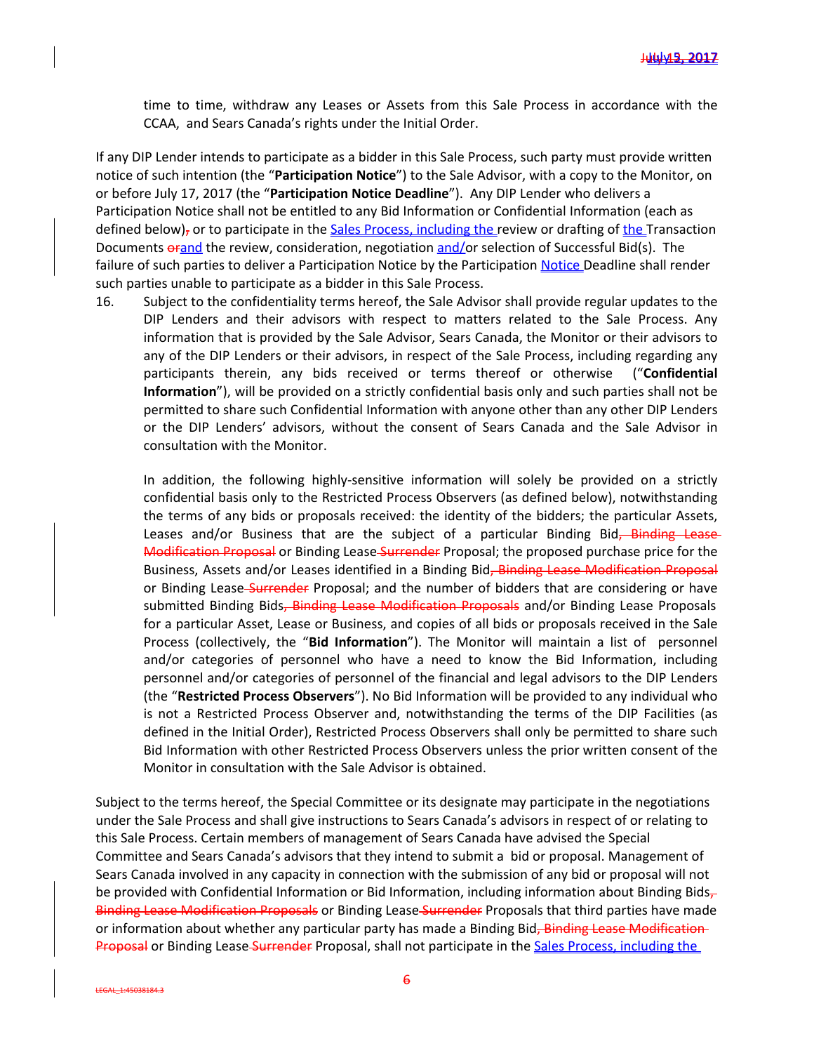time to time, withdraw any Leases or Assets from this Sale Process in accordance with the CCAA, and Sears Canada's rights under the Initial Order.

If any DIP Lender intends to participate as a bidder in this Sale Process, such party must provide written notice of such intention (the "**Participation Notice**") to the Sale Advisor, with a copy to the Monitor, on or before July 17, 2017 (the "**Participation Notice Deadline**"). Any DIP Lender who delivers a Participation Notice shall not be entitled to any Bid Information or Confidential Information (each as defined below), or to participate in the Sales Process, including the review or drafting of the Transaction Documents orand the review, consideration, negotiation and/or selection of Successful Bid(s). The failure of such parties to deliver a Participation Notice by the Participation Notice Deadline shall render such parties unable to participate as a bidder in this Sale Process.

16. Subject to the confidentiality terms hereof, the Sale Advisor shall provide regular updates to the DIP Lenders and their advisors with respect to matters related to the Sale Process. Any information that is provided by the Sale Advisor, Sears Canada, the Monitor or their advisors to any of the DIP Lenders or their advisors, in respect of the Sale Process, including regarding any participants therein, any bids received or terms thereof or otherwise ("**Confidential Information**"), will be provided on a strictly confidential basis only and such parties shall not be permitted to share such Confidential Information with anyone other than any other DIP Lenders or the DIP Lenders' advisors, without the consent of Sears Canada and the Sale Advisor in consultation with the Monitor.

    In addition, the following highly-sensitive information will solely be provided on a strictly confidential basis only to the Restricted Process Observers (as defined below), notwithstanding the terms of any bids or proposals received: the identity of the bidders; the particular Assets, Leases and/or Business that are the subject of a particular Binding Bid, Binding Lease Modification Proposal or Binding Lease Surrender Proposal; the proposed purchase price for the Business, Assets and/or Leases identified in a Binding Bid, Binding Lease Modification Proposal or Binding Lease Surrender Proposal; and the number of bidders that are considering or have submitted Binding Bids, Binding Lease Modification Proposals and/or Binding Lease Proposals for a particular Asset, Lease or Business, and copies of all bids or proposals received in the Sale Process (collectively, the "**Bid Information**"). The Monitor will maintain a list of personnel and/or categories of personnel who have a need to know the Bid Information, including personnel and/or categories of personnel of the financial and legal advisors to the DIP Lenders (the "**Restricted Process Observers**"). No Bid Information will be provided to any individual who is not a Restricted Process Observer and, notwithstanding the terms of the DIP Facilities (as defined in the Initial Order), Restricted Process Observers shall only be permitted to share such Bid Information with other Restricted Process Observers unless the prior written consent of the Monitor in consultation with the Sale Advisor is obtained.

Subject to the terms hereof, the Special Committee or its designate may participate in the negotiations under the Sale Process and shall give instructions to Sears Canada's advisors in respect of or relating to this Sale Process. Certain members of management of Sears Canada have advised the Special Committee and Sears Canada's advisors that they intend to submit a bid or proposal. Management of Sears Canada involved in any capacity in connection with the submission of any bid or proposal will not be provided with Confidential Information or Bid Information, including information about Binding Bids, Binding Lease Modification Proposals or Binding Lease Surrender Proposals that third parties have made or information about whether any particular party has made a Binding Bid, Binding Lease Modification Proposal or Binding Lease Surrender Proposal, shall not participate in the Sales Process, including the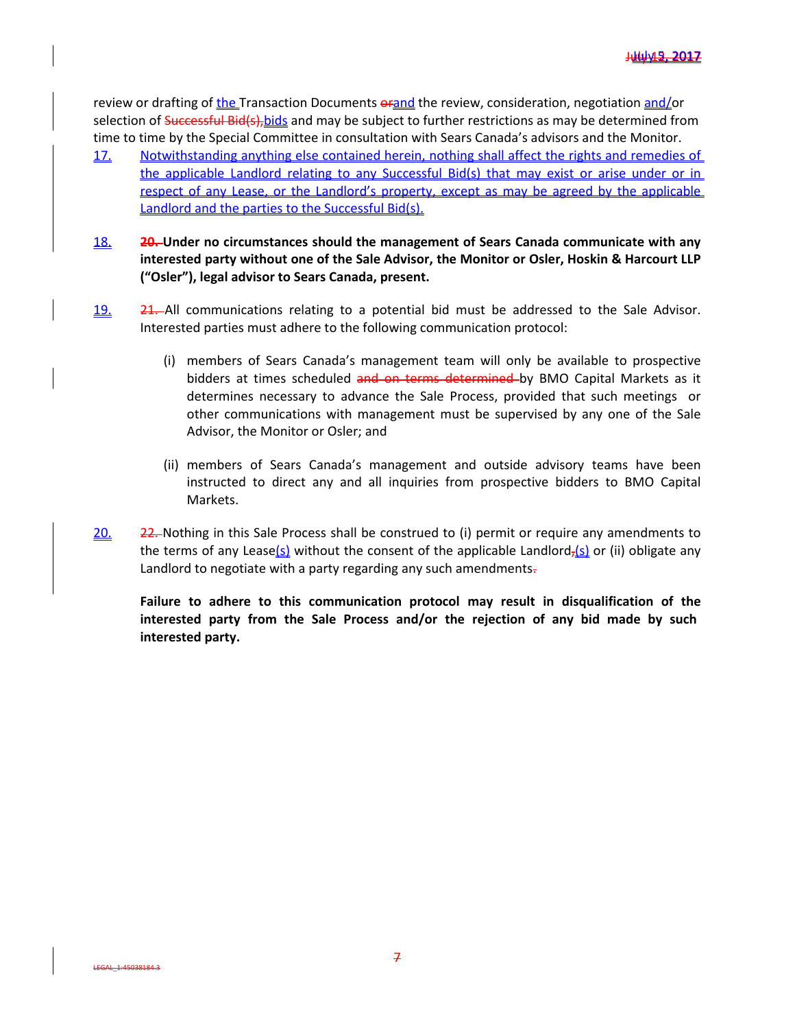review or drafting of the Transaction Documents ~~or~~and the review, consideration, negotiation and/or selection of ~~Successful Bid(s),~~bids and may be subject to further restrictions as may be determined from time to time by the Special Committee in consultation with Sears Canada's advisors and the Monitor.

17. Notwithstanding anything else contained herein, nothing shall affect the rights and remedies of the applicable Landlord relating to any Successful Bid(s) that may exist or arise under or in respect of any Lease, or the Landlord's property, except as may be agreed by the applicable Landlord and the parties to the Successful Bid(s).

18. ~~**20.**~~ **Under no circumstances should the management of Sears Canada communicate with any interested party without one of the Sale Advisor, the Monitor or Osler, Hoskin & Harcourt LLP ("Osler"), legal advisor to Sears Canada, present.**

19. ~~21.~~ All communications relating to a potential bid must be addressed to the Sale Advisor. Interested parties must adhere to the following communication protocol:

   (i) members of Sears Canada's management team will only be available to prospective bidders at times scheduled ~~and on terms determined~~ by BMO Capital Markets as it determines necessary to advance the Sale Process, provided that such meetings or other communications with management must be supervised by any one of the Sale Advisor, the Monitor or Osler; and

   (ii) members of Sears Canada's management and outside advisory teams have been instructed to direct any and all inquiries from prospective bidders to BMO Capital Markets.

20. ~~22.~~ Nothing in this Sale Process shall be construed to (i) permit or require any amendments to the terms of any Lease(s) without the consent of the applicable Landlord~~,~~(s) or (ii) obligate any Landlord to negotiate with a party regarding any such amendments~~.~~

**Failure to adhere to this communication protocol may result in disqualification of the interested party from the Sale Process and/or the rejection of any bid made by such interested party.**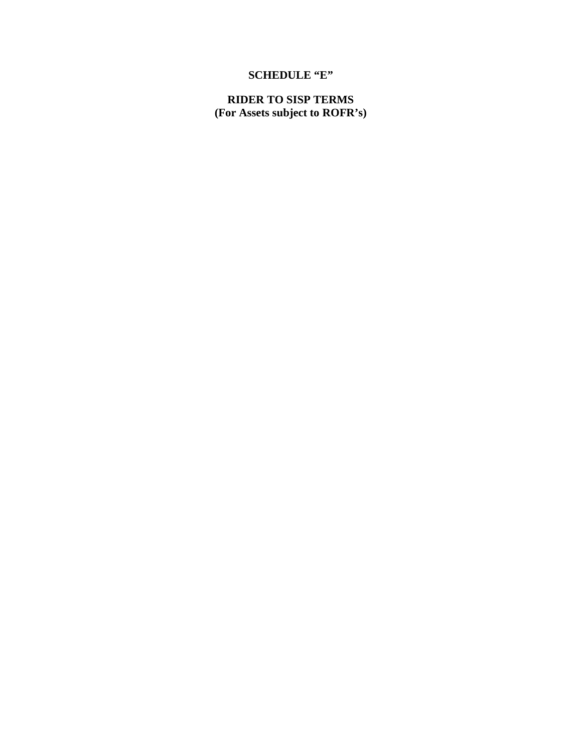# SCHEDULE "E"

## RIDER TO SISP TERMS
## (For Assets subject to ROFR's)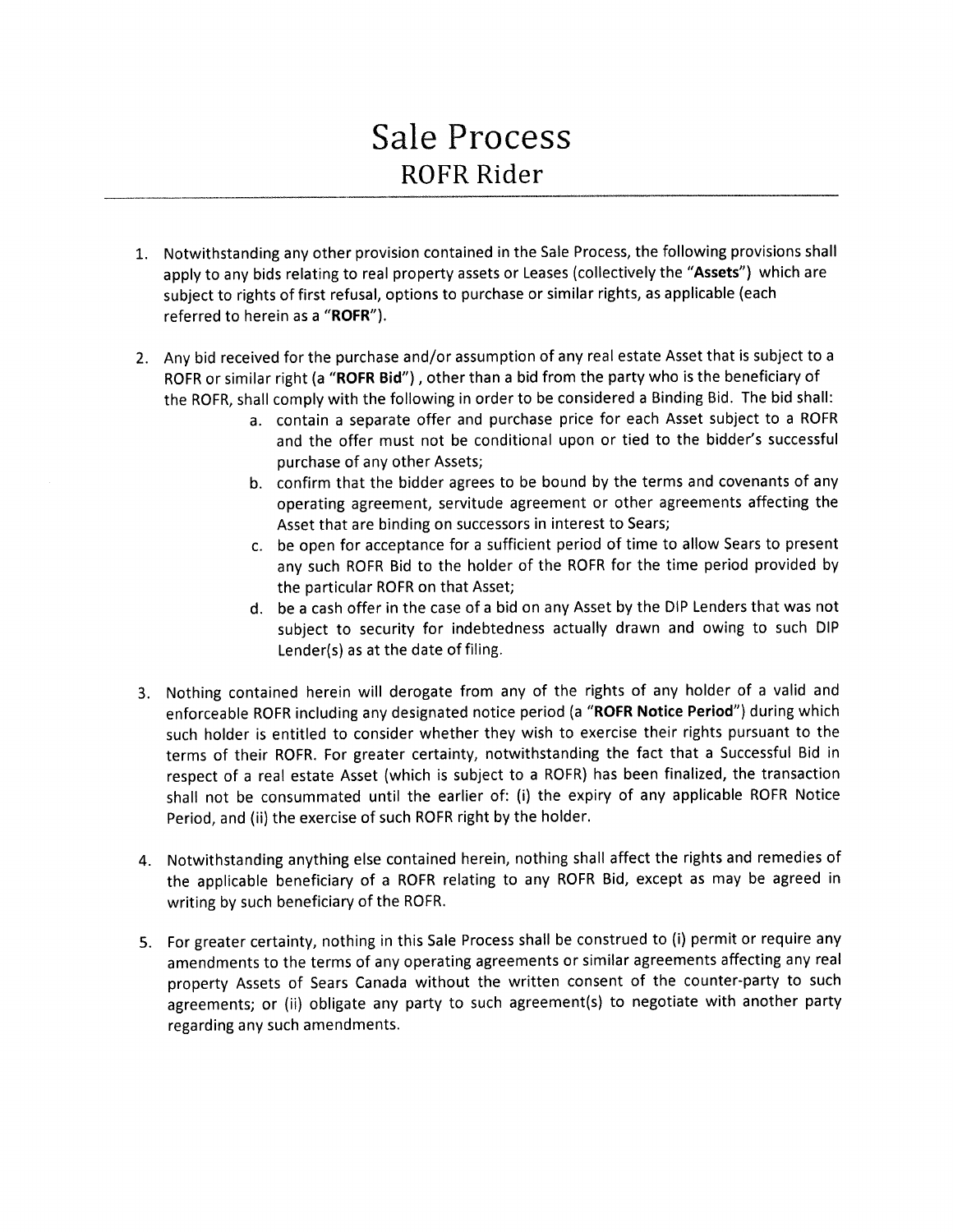# Sale Process

## ROFR Rider

1. Notwithstanding any other provision contained in the Sale Process, the following provisions shall apply to any bids relating to real property assets or Leases (collectively the "**Assets**") which are subject to rights of first refusal, options to purchase or similar rights, as applicable (each referred to herein as a "**ROFR**").

2. Any bid received for the purchase and/or assumption of any real estate Asset that is subject to a ROFR or similar right (a "**ROFR Bid**") , other than a bid from the party who is the beneficiary of the ROFR, shall comply with the following in order to be considered a Binding Bid. The bid shall:
   a. contain a separate offer and purchase price for each Asset subject to a ROFR and the offer must not be conditional upon or tied to the bidder's successful purchase of any other Assets;
   b. confirm that the bidder agrees to be bound by the terms and covenants of any operating agreement, servitude agreement or other agreements affecting the Asset that are binding on successors in interest to Sears;
   c. be open for acceptance for a sufficient period of time to allow Sears to present any such ROFR Bid to the holder of the ROFR for the time period provided by the particular ROFR on that Asset;
   d. be a cash offer in the case of a bid on any Asset by the DIP Lenders that was not subject to security for indebtedness actually drawn and owing to such DIP Lender(s) as at the date of filing.

3. Nothing contained herein will derogate from any of the rights of any holder of a valid and enforceable ROFR including any designated notice period (a "**ROFR Notice Period**") during which such holder is entitled to consider whether they wish to exercise their rights pursuant to the terms of their ROFR. For greater certainty, notwithstanding the fact that a Successful Bid in respect of a real estate Asset (which is subject to a ROFR) has been finalized, the transaction shall not be consummated until the earlier of: (i) the expiry of any applicable ROFR Notice Period, and (ii) the exercise of such ROFR right by the holder.

4. Notwithstanding anything else contained herein, nothing shall affect the rights and remedies of the applicable beneficiary of a ROFR relating to any ROFR Bid, except as may be agreed in writing by such beneficiary of the ROFR.

5. For greater certainty, nothing in this Sale Process shall be construed to (i) permit or require any amendments to the terms of any operating agreements or similar agreements affecting any real property Assets of Sears Canada without the written consent of the counter-party to such agreements; or (ii) obligate any party to such agreement(s) to negotiate with another party regarding any such amendments.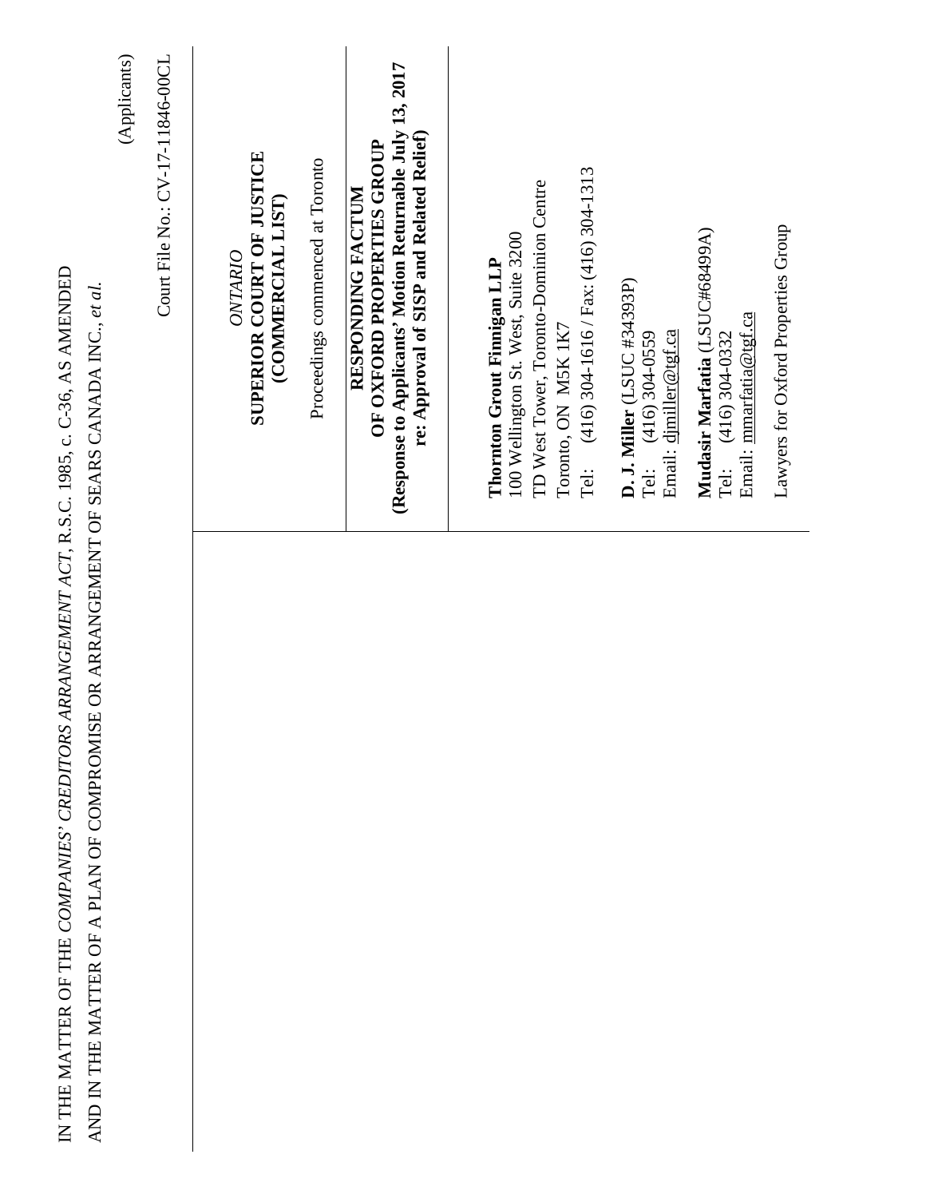IN THE MATTER OF THE *COMPANIES' CREDITORS ARRANGEMENT ACT*, R.S.C. 1985, c. C-36, AS AMENDED

AND IN THE MATTER OF A PLAN OF COMPROMISE OR ARRANGEMENT OF SEARS CANADA INC., *et al.*

(Applicants)

Court File No.: CV-17-11846-00CL

*ONTARIO*

**SUPERIOR COURT OF JUSTICE (COMMERCIAL LIST)**

Proceedings commenced at Toronto

**RESPONDING FACTUM OF OXFORD PROPERTIES GROUP (Response to Applicants' Motion Returnable July 13, 2017 re: Approval of SISP and Related Relief)**

**Thornton Grout Finnigan LLP**
100 Wellington St. West, Suite 3200
TD West Tower, Toronto-Dominion Centre
Toronto, ON M5K 1K7
Tel: (416) 304-1616 / Fax: (416) 304-1313

**D. J. Miller** (LSUC #34393P)
Tel: (416) 304-0559
Email: djmiller@tgf.ca

**Mudasir Marfatia** (LSUC#68499A)
Tel: (416) 304-0332
Email: mmarfatia@tgf.ca

Lawyers for Oxford Properties Group